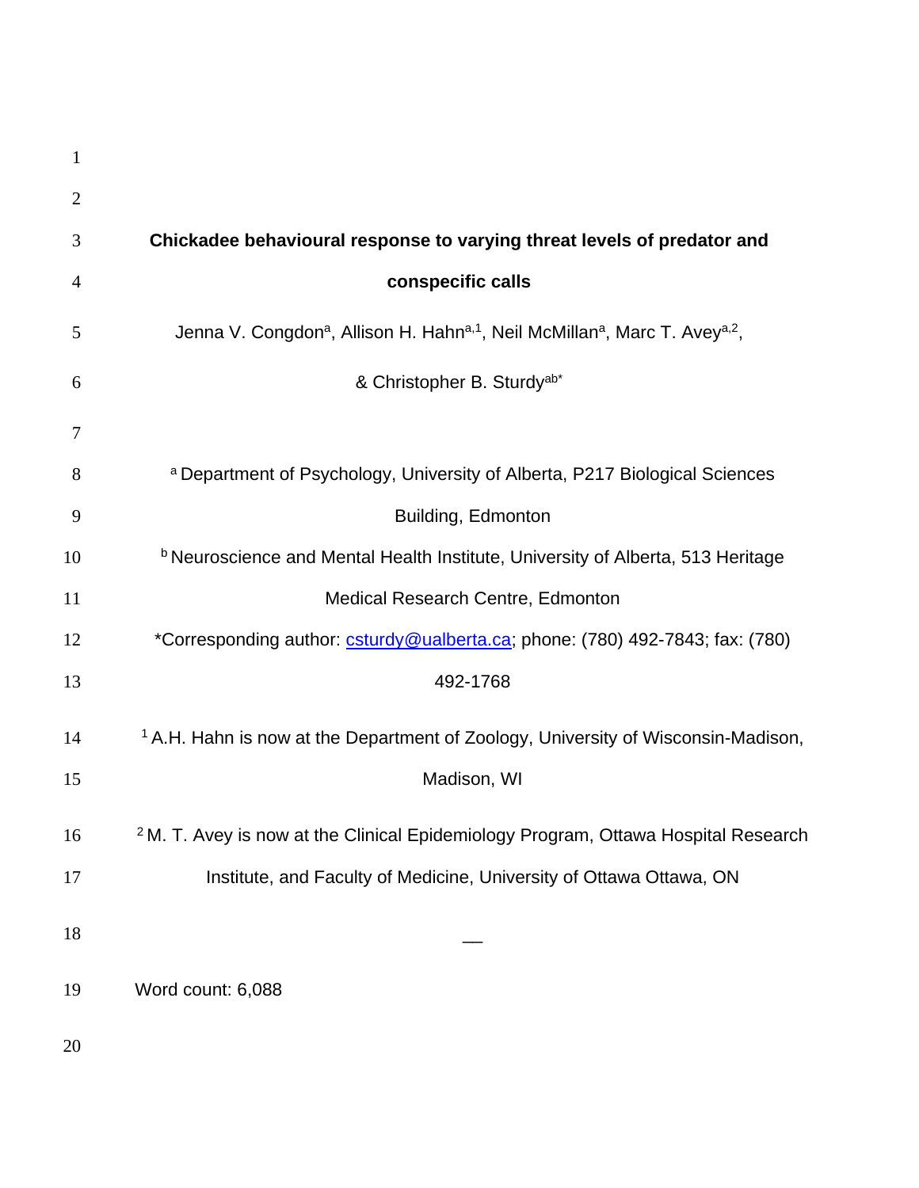# Chickadee behavioural response to varying threat levels of predator and conspecific calls

Jenna V. Congdon[a], Allison H. Hahn[a,1], Neil McMillan[a], Marc T. Avey[a,2], & Christopher B. Sturdy[ab*]

[a] Department of Psychology, University of Alberta, P217 Biological Sciences Building, Edmonton

[b] Neuroscience and Mental Health Institute, University of Alberta, 513 Heritage Medical Research Centre, Edmonton

*Corresponding author: csturdy@ualberta.ca; phone: (780) 492-7843; fax: (780) 492-1768

[1] A.H. Hahn is now at the Department of Zoology, University of Wisconsin-Madison, Madison, WI

[2] M. T. Avey is now at the Clinical Epidemiology Program, Ottawa Hospital Research Institute, and Faculty of Medicine, University of Ottawa Ottawa, ON

Word count: 6,088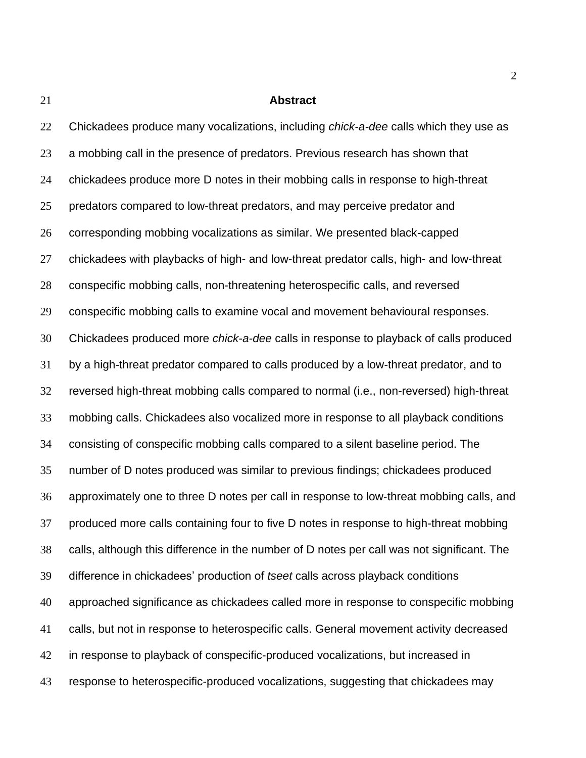## Abstract

Chickadees produce many vocalizations, including *chick-a-dee* calls which they use as a mobbing call in the presence of predators. Previous research has shown that chickadees produce more D notes in their mobbing calls in response to high-threat predators compared to low-threat predators, and may perceive predator and corresponding mobbing vocalizations as similar. We presented black-capped chickadees with playbacks of high- and low-threat predator calls, high- and low-threat conspecific mobbing calls, non-threatening heterospecific calls, and reversed conspecific mobbing calls to examine vocal and movement behavioural responses. Chickadees produced more *chick-a-dee* calls in response to playback of calls produced by a high-threat predator compared to calls produced by a low-threat predator, and to reversed high-threat mobbing calls compared to normal (i.e., non-reversed) high-threat mobbing calls. Chickadees also vocalized more in response to all playback conditions consisting of conspecific mobbing calls compared to a silent baseline period. The number of D notes produced was similar to previous findings; chickadees produced approximately one to three D notes per call in response to low-threat mobbing calls, and produced more calls containing four to five D notes in response to high-threat mobbing calls, although this difference in the number of D notes per call was not significant. The difference in chickadees' production of *tseet* calls across playback conditions approached significance as chickadees called more in response to conspecific mobbing calls, but not in response to heterospecific calls. General movement activity decreased in response to playback of conspecific-produced vocalizations, but increased in response to heterospecific-produced vocalizations, suggesting that chickadees may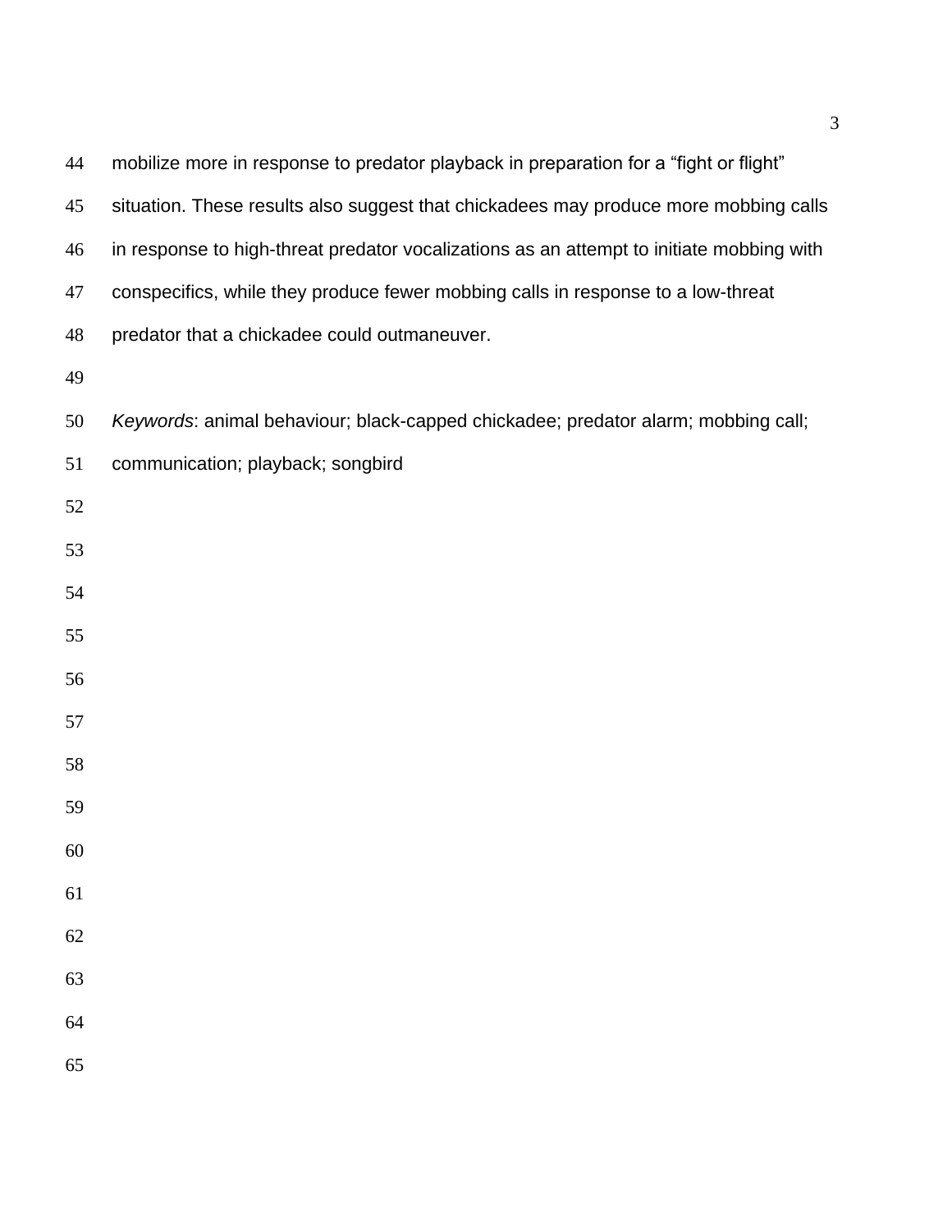mobilize more in response to predator playback in preparation for a "fight or flight" situation. These results also suggest that chickadees may produce more mobbing calls in response to high-threat predator vocalizations as an attempt to initiate mobbing with conspecifics, while they produce fewer mobbing calls in response to a low-threat predator that a chickadee could outmaneuver.

*Keywords*: animal behaviour; black-capped chickadee; predator alarm; mobbing call; communication; playback; songbird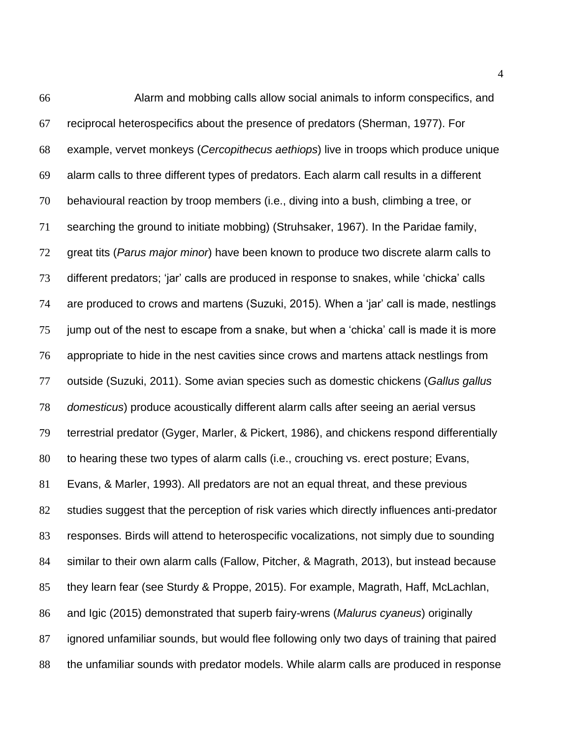Alarm and mobbing calls allow social animals to inform conspecifics, and reciprocal heterospecifics about the presence of predators (Sherman, 1977). For example, vervet monkeys (*Cercopithecus aethiops*) live in troops which produce unique alarm calls to three different types of predators. Each alarm call results in a different behavioural reaction by troop members (i.e., diving into a bush, climbing a tree, or searching the ground to initiate mobbing) (Struhsaker, 1967). In the Paridae family, great tits (*Parus major minor*) have been known to produce two discrete alarm calls to different predators; 'jar' calls are produced in response to snakes, while 'chicka' calls are produced to crows and martens (Suzuki, 2015). When a 'jar' call is made, nestlings jump out of the nest to escape from a snake, but when a 'chicka' call is made it is more appropriate to hide in the nest cavities since crows and martens attack nestlings from outside (Suzuki, 2011). Some avian species such as domestic chickens (*Gallus gallus domesticus*) produce acoustically different alarm calls after seeing an aerial versus terrestrial predator (Gyger, Marler, & Pickert, 1986), and chickens respond differentially to hearing these two types of alarm calls (i.e., crouching vs. erect posture; Evans, Evans, & Marler, 1993). All predators are not an equal threat, and these previous studies suggest that the perception of risk varies which directly influences anti-predator responses. Birds will attend to heterospecific vocalizations, not simply due to sounding similar to their own alarm calls (Fallow, Pitcher, & Magrath, 2013), but instead because they learn fear (see Sturdy & Proppe, 2015). For example, Magrath, Haff, McLachlan, and Igic (2015) demonstrated that superb fairy-wrens (*Malurus cyaneus*) originally ignored unfamiliar sounds, but would flee following only two days of training that paired the unfamiliar sounds with predator models. While alarm calls are produced in response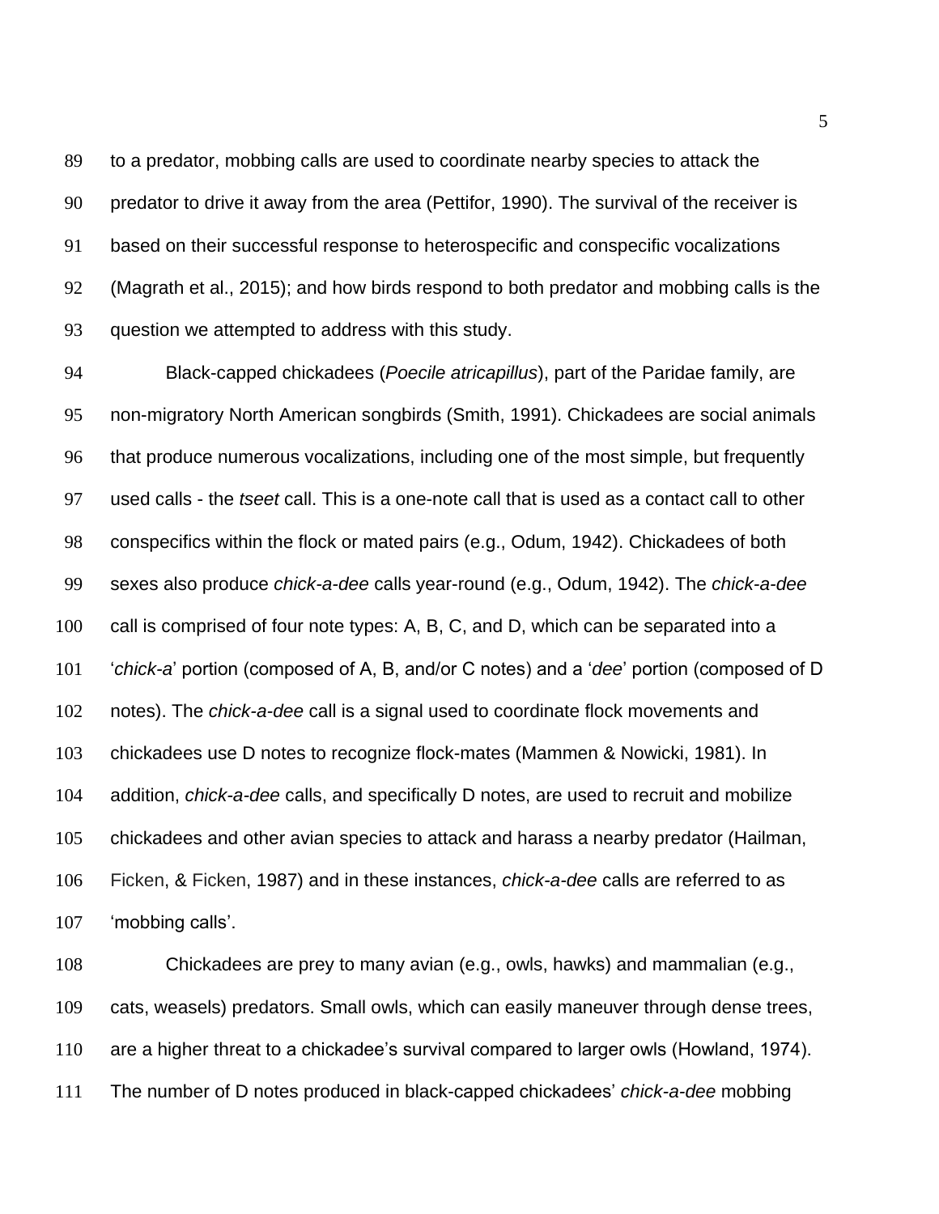to a predator, mobbing calls are used to coordinate nearby species to attack the predator to drive it away from the area (Pettifor, 1990). The survival of the receiver is based on their successful response to heterospecific and conspecific vocalizations (Magrath et al., 2015); and how birds respond to both predator and mobbing calls is the question we attempted to address with this study.

Black-capped chickadees (*Poecile atricapillus*), part of the Paridae family, are non-migratory North American songbirds (Smith, 1991). Chickadees are social animals that produce numerous vocalizations, including one of the most simple, but frequently used calls - the *tseet* call. This is a one-note call that is used as a contact call to other conspecifics within the flock or mated pairs (e.g., Odum, 1942). Chickadees of both sexes also produce *chick-a-dee* calls year-round (e.g., Odum, 1942). The *chick-a-dee* call is comprised of four note types: A, B, C, and D, which can be separated into a '*chick-a*' portion (composed of A, B, and/or C notes) and a '*dee*' portion (composed of D notes). The *chick-a-dee* call is a signal used to coordinate flock movements and chickadees use D notes to recognize flock-mates (Mammen & Nowicki, 1981). In addition, *chick-a-dee* calls, and specifically D notes, are used to recruit and mobilize chickadees and other avian species to attack and harass a nearby predator (Hailman, Ficken, & Ficken, 1987) and in these instances, *chick-a-dee* calls are referred to as 'mobbing calls'.

Chickadees are prey to many avian (e.g., owls, hawks) and mammalian (e.g., cats, weasels) predators. Small owls, which can easily maneuver through dense trees, are a higher threat to a chickadee's survival compared to larger owls (Howland, 1974). The number of D notes produced in black-capped chickadees' *chick-a-dee* mobbing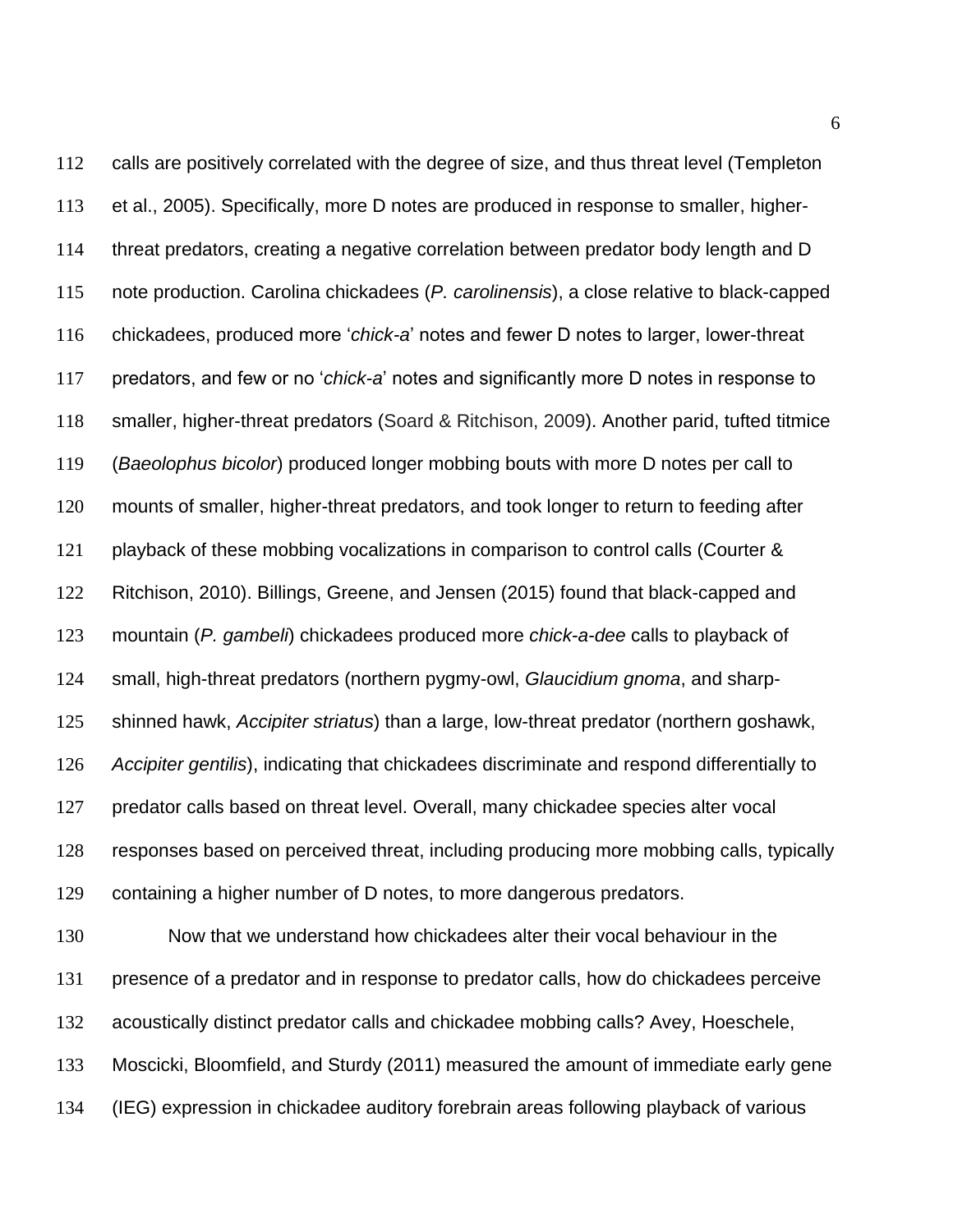calls are positively correlated with the degree of size, and thus threat level (Templeton et al., 2005). Specifically, more D notes are produced in response to smaller, higher-threat predators, creating a negative correlation between predator body length and D note production. Carolina chickadees (*P. carolinensis*), a close relative to black-capped chickadees, produced more '*chick-a*' notes and fewer D notes to larger, lower-threat predators, and few or no '*chick-a*' notes and significantly more D notes in response to smaller, higher-threat predators (Soard & Ritchison, 2009). Another parid, tufted titmice (*Baeolophus bicolor*) produced longer mobbing bouts with more D notes per call to mounts of smaller, higher-threat predators, and took longer to return to feeding after playback of these mobbing vocalizations in comparison to control calls (Courter & Ritchison, 2010). Billings, Greene, and Jensen (2015) found that black-capped and mountain (*P. gambeli*) chickadees produced more *chick-a-dee* calls to playback of small, high-threat predators (northern pygmy-owl, *Glaucidium gnoma*, and sharp-shinned hawk, *Accipiter striatus*) than a large, low-threat predator (northern goshawk, *Accipiter gentilis*), indicating that chickadees discriminate and respond differentially to predator calls based on threat level. Overall, many chickadee species alter vocal responses based on perceived threat, including producing more mobbing calls, typically containing a higher number of D notes, to more dangerous predators.

Now that we understand how chickadees alter their vocal behaviour in the presence of a predator and in response to predator calls, how do chickadees perceive acoustically distinct predator calls and chickadee mobbing calls? Avey, Hoeschele, Moscicki, Bloomfield, and Sturdy (2011) measured the amount of immediate early gene (IEG) expression in chickadee auditory forebrain areas following playback of various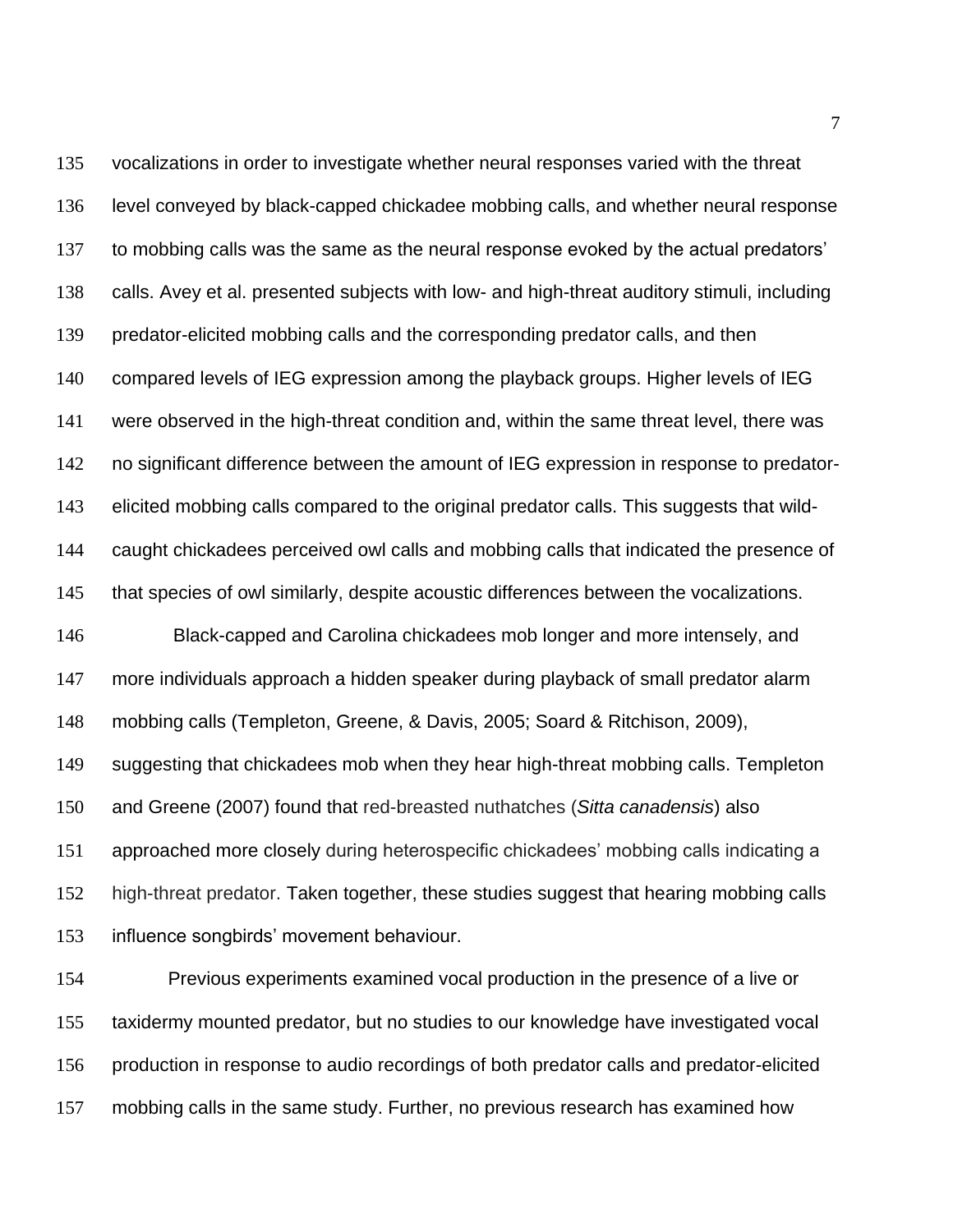vocalizations in order to investigate whether neural responses varied with the threat level conveyed by black-capped chickadee mobbing calls, and whether neural response to mobbing calls was the same as the neural response evoked by the actual predators' calls. Avey et al. presented subjects with low- and high-threat auditory stimuli, including predator-elicited mobbing calls and the corresponding predator calls, and then compared levels of IEG expression among the playback groups. Higher levels of IEG were observed in the high-threat condition and, within the same threat level, there was no significant difference between the amount of IEG expression in response to predator-elicited mobbing calls compared to the original predator calls. This suggests that wild-caught chickadees perceived owl calls and mobbing calls that indicated the presence of that species of owl similarly, despite acoustic differences between the vocalizations.

Black-capped and Carolina chickadees mob longer and more intensely, and more individuals approach a hidden speaker during playback of small predator alarm mobbing calls (Templeton, Greene, & Davis, 2005; Soard & Ritchison, 2009), suggesting that chickadees mob when they hear high-threat mobbing calls. Templeton and Greene (2007) found that red-breasted nuthatches (*Sitta canadensis*) also approached more closely during heterospecific chickadees' mobbing calls indicating a high-threat predator. Taken together, these studies suggest that hearing mobbing calls influence songbirds' movement behaviour.

Previous experiments examined vocal production in the presence of a live or taxidermy mounted predator, but no studies to our knowledge have investigated vocal production in response to audio recordings of both predator calls and predator-elicited mobbing calls in the same study. Further, no previous research has examined how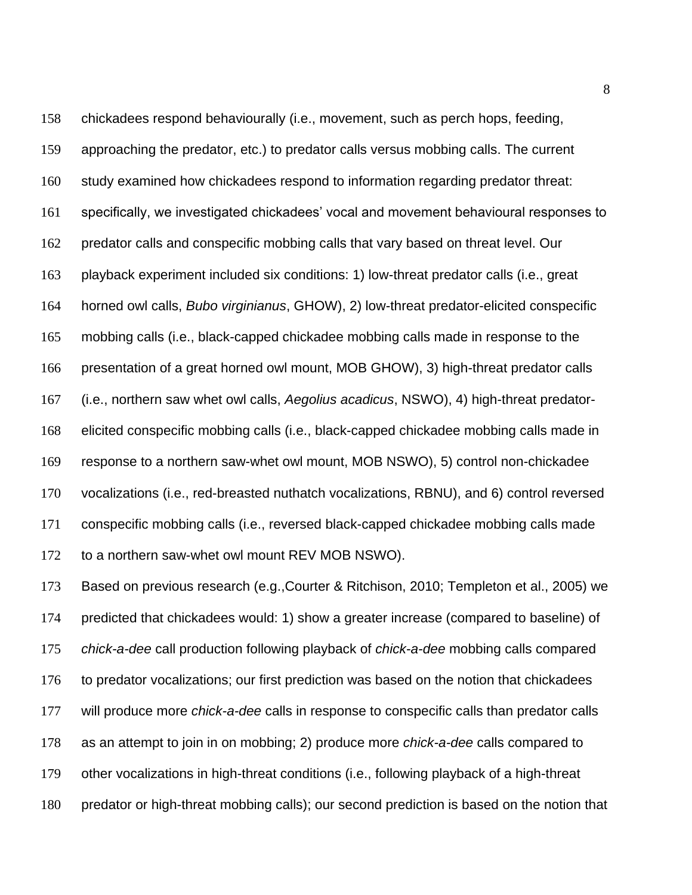chickadees respond behaviourally (i.e., movement, such as perch hops, feeding, approaching the predator, etc.) to predator calls versus mobbing calls. The current study examined how chickadees respond to information regarding predator threat: specifically, we investigated chickadees' vocal and movement behavioural responses to predator calls and conspecific mobbing calls that vary based on threat level. Our playback experiment included six conditions: 1) low-threat predator calls (i.e., great horned owl calls, *Bubo virginianus*, GHOW), 2) low-threat predator-elicited conspecific mobbing calls (i.e., black-capped chickadee mobbing calls made in response to the presentation of a great horned owl mount, MOB GHOW), 3) high-threat predator calls (i.e., northern saw whet owl calls, *Aegolius acadicus*, NSWO), 4) high-threat predator-elicited conspecific mobbing calls (i.e., black-capped chickadee mobbing calls made in response to a northern saw-whet owl mount, MOB NSWO), 5) control non-chickadee vocalizations (i.e., red-breasted nuthatch vocalizations, RBNU), and 6) control reversed conspecific mobbing calls (i.e., reversed black-capped chickadee mobbing calls made to a northern saw-whet owl mount REV MOB NSWO).

Based on previous research (e.g.,Courter & Ritchison, 2010; Templeton et al., 2005) we predicted that chickadees would: 1) show a greater increase (compared to baseline) of *chick-a-dee* call production following playback of *chick-a-dee* mobbing calls compared to predator vocalizations; our first prediction was based on the notion that chickadees will produce more *chick-a-dee* calls in response to conspecific calls than predator calls as an attempt to join in on mobbing; 2) produce more *chick-a-dee* calls compared to other vocalizations in high-threat conditions (i.e., following playback of a high-threat predator or high-threat mobbing calls); our second prediction is based on the notion that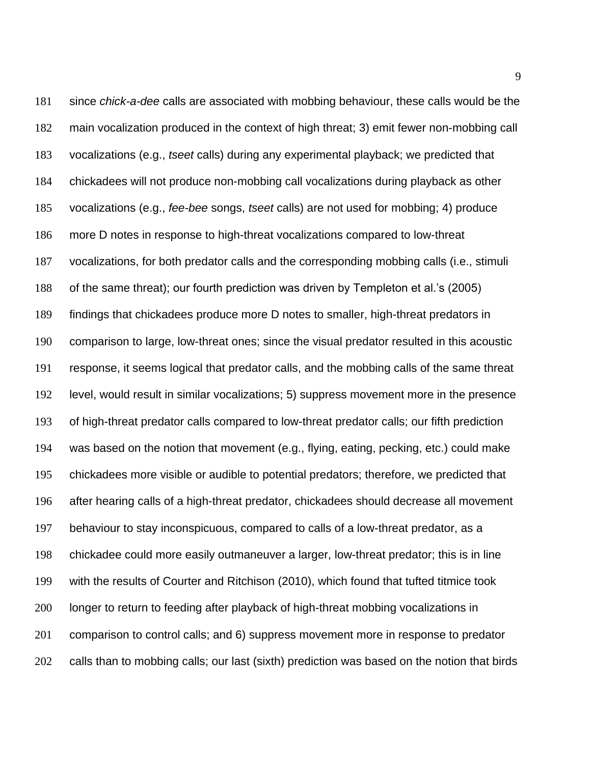since *chick-a-dee* calls are associated with mobbing behaviour, these calls would be the main vocalization produced in the context of high threat; 3) emit fewer non-mobbing call vocalizations (e.g., *tseet* calls) during any experimental playback; we predicted that chickadees will not produce non-mobbing call vocalizations during playback as other vocalizations (e.g., *fee-bee* songs, *tseet* calls) are not used for mobbing; 4) produce more D notes in response to high-threat vocalizations compared to low-threat vocalizations, for both predator calls and the corresponding mobbing calls (i.e., stimuli of the same threat); our fourth prediction was driven by Templeton et al.'s (2005) findings that chickadees produce more D notes to smaller, high-threat predators in comparison to large, low-threat ones; since the visual predator resulted in this acoustic response, it seems logical that predator calls, and the mobbing calls of the same threat level, would result in similar vocalizations; 5) suppress movement more in the presence of high-threat predator calls compared to low-threat predator calls; our fifth prediction was based on the notion that movement (e.g., flying, eating, pecking, etc.) could make chickadees more visible or audible to potential predators; therefore, we predicted that after hearing calls of a high-threat predator, chickadees should decrease all movement behaviour to stay inconspicuous, compared to calls of a low-threat predator, as a chickadee could more easily outmaneuver a larger, low-threat predator; this is in line with the results of Courter and Ritchison (2010), which found that tufted titmice took longer to return to feeding after playback of high-threat mobbing vocalizations in comparison to control calls; and 6) suppress movement more in response to predator calls than to mobbing calls; our last (sixth) prediction was based on the notion that birds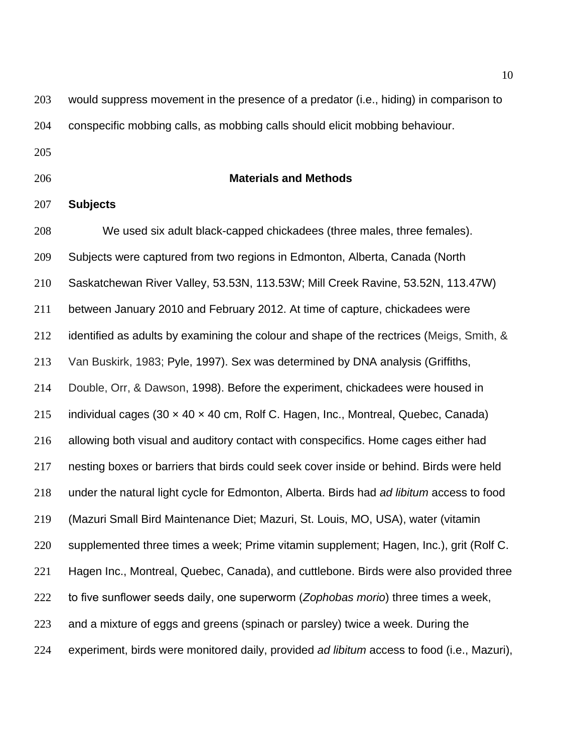would suppress movement in the presence of a predator (i.e., hiding) in comparison to conspecific mobbing calls, as mobbing calls should elicit mobbing behaviour.

## Materials and Methods

### Subjects

We used six adult black-capped chickadees (three males, three females). Subjects were captured from two regions in Edmonton, Alberta, Canada (North Saskatchewan River Valley, 53.53N, 113.53W; Mill Creek Ravine, 53.52N, 113.47W) between January 2010 and February 2012. At time of capture, chickadees were identified as adults by examining the colour and shape of the rectrices (Meigs, Smith, & Van Buskirk, 1983; Pyle, 1997). Sex was determined by DNA analysis (Griffiths, Double, Orr, & Dawson, 1998). Before the experiment, chickadees were housed in individual cages (30 × 40 × 40 cm, Rolf C. Hagen, Inc., Montreal, Quebec, Canada) allowing both visual and auditory contact with conspecifics. Home cages either had nesting boxes or barriers that birds could seek cover inside or behind. Birds were held under the natural light cycle for Edmonton, Alberta. Birds had *ad libitum* access to food (Mazuri Small Bird Maintenance Diet; Mazuri, St. Louis, MO, USA), water (vitamin supplemented three times a week; Prime vitamin supplement; Hagen, Inc.), grit (Rolf C. Hagen Inc., Montreal, Quebec, Canada), and cuttlebone. Birds were also provided three to five sunflower seeds daily, one superworm (*Zophobas morio*) three times a week, and a mixture of eggs and greens (spinach or parsley) twice a week. During the experiment, birds were monitored daily, provided *ad libitum* access to food (i.e., Mazuri),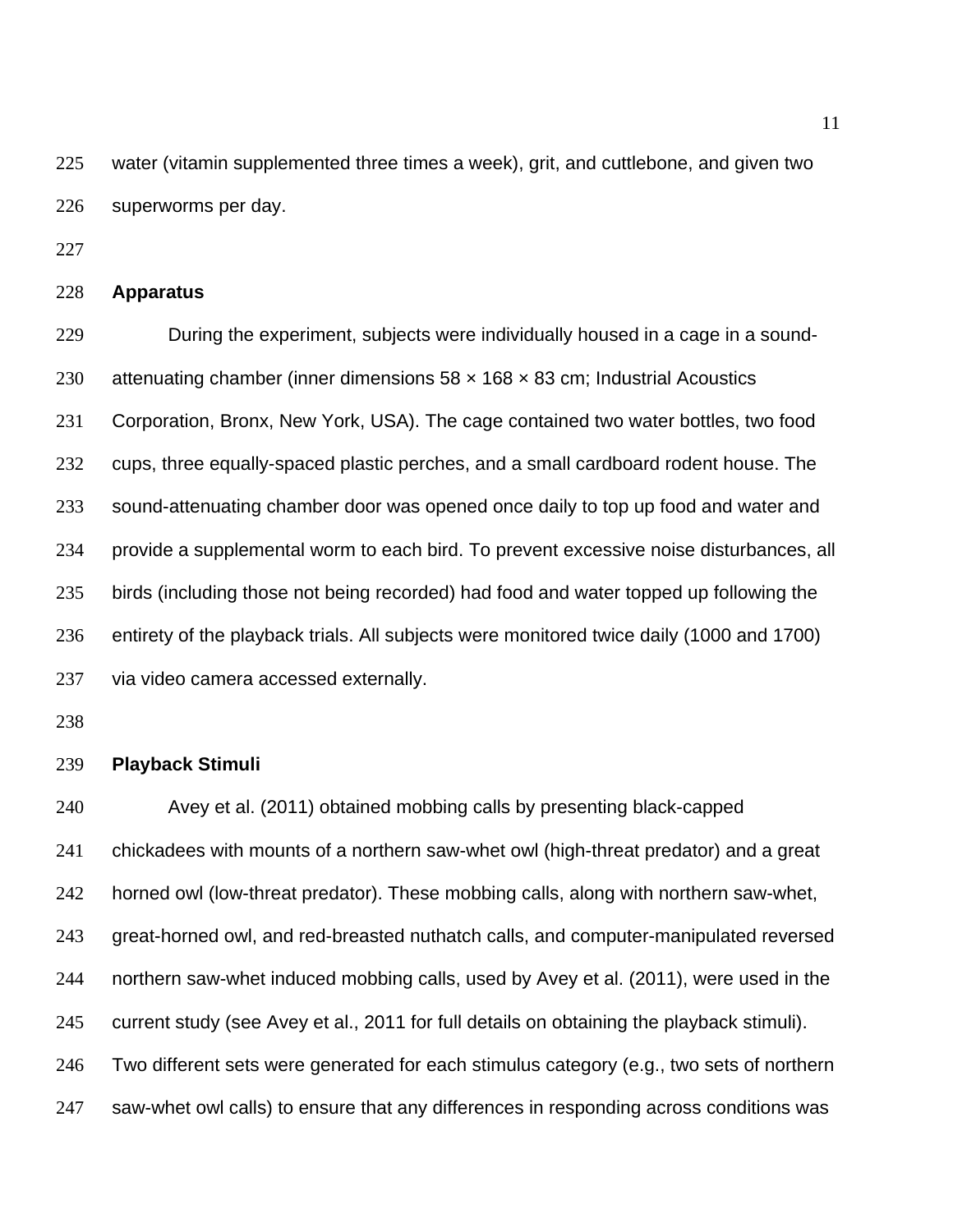water (vitamin supplemented three times a week), grit, and cuttlebone, and given two superworms per day.

## Apparatus

During the experiment, subjects were individually housed in a cage in a sound-attenuating chamber (inner dimensions 58 × 168 × 83 cm; Industrial Acoustics Corporation, Bronx, New York, USA). The cage contained two water bottles, two food cups, three equally-spaced plastic perches, and a small cardboard rodent house. The sound-attenuating chamber door was opened once daily to top up food and water and provide a supplemental worm to each bird. To prevent excessive noise disturbances, all birds (including those not being recorded) had food and water topped up following the entirety of the playback trials. All subjects were monitored twice daily (1000 and 1700) via video camera accessed externally.

## Playback Stimuli

Avey et al. (2011) obtained mobbing calls by presenting black-capped chickadees with mounts of a northern saw-whet owl (high-threat predator) and a great horned owl (low-threat predator). These mobbing calls, along with northern saw-whet, great-horned owl, and red-breasted nuthatch calls, and computer-manipulated reversed northern saw-whet induced mobbing calls, used by Avey et al. (2011), were used in the current study (see Avey et al., 2011 for full details on obtaining the playback stimuli). Two different sets were generated for each stimulus category (e.g., two sets of northern saw-whet owl calls) to ensure that any differences in responding across conditions was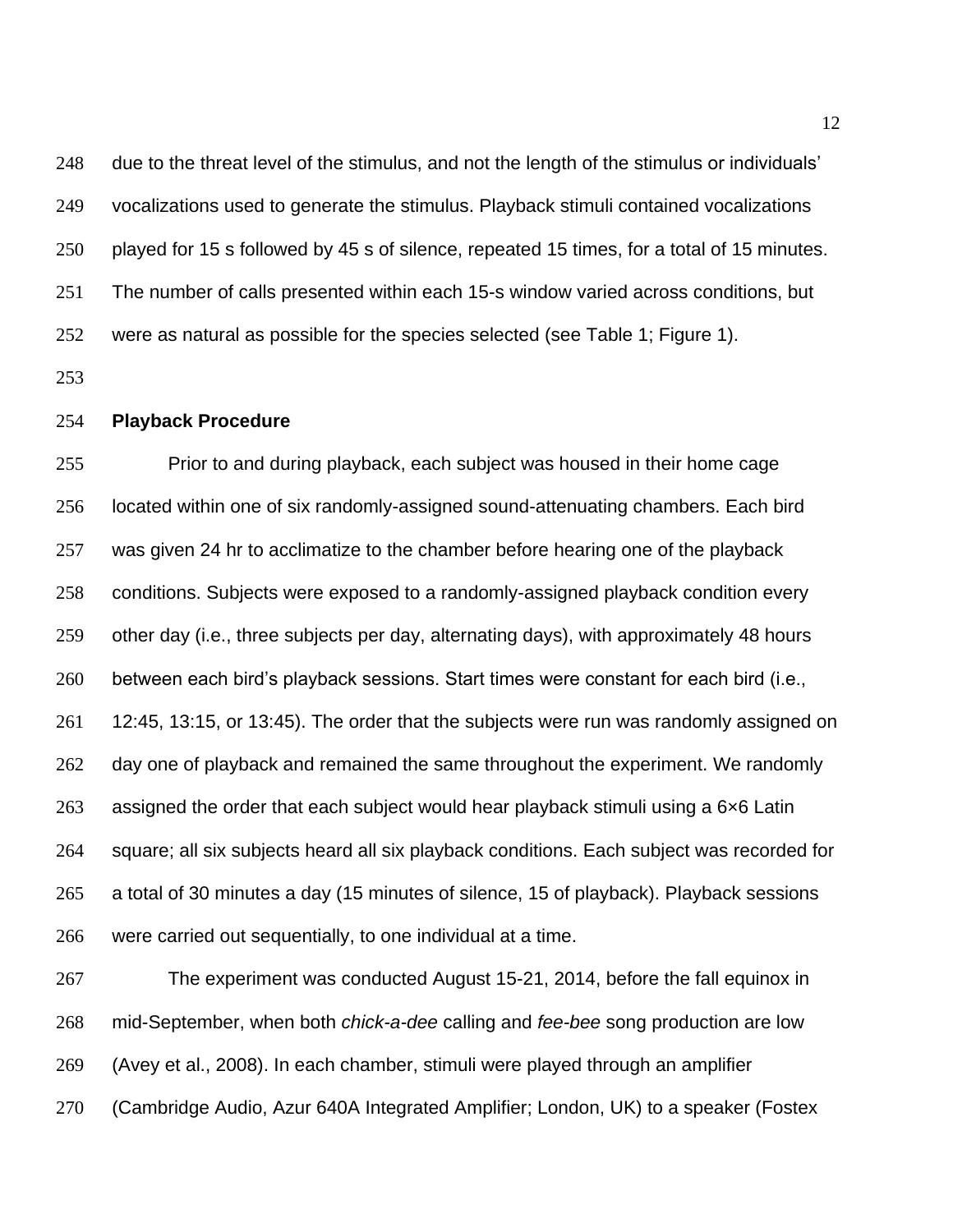due to the threat level of the stimulus, and not the length of the stimulus or individuals' vocalizations used to generate the stimulus. Playback stimuli contained vocalizations played for 15 s followed by 45 s of silence, repeated 15 times, for a total of 15 minutes. The number of calls presented within each 15-s window varied across conditions, but were as natural as possible for the species selected (see Table 1; Figure 1).

**Playback Procedure**

Prior to and during playback, each subject was housed in their home cage located within one of six randomly-assigned sound-attenuating chambers. Each bird was given 24 hr to acclimatize to the chamber before hearing one of the playback conditions. Subjects were exposed to a randomly-assigned playback condition every other day (i.e., three subjects per day, alternating days), with approximately 48 hours between each bird's playback sessions. Start times were constant for each bird (i.e., 12:45, 13:15, or 13:45). The order that the subjects were run was randomly assigned on day one of playback and remained the same throughout the experiment. We randomly assigned the order that each subject would hear playback stimuli using a 6×6 Latin square; all six subjects heard all six playback conditions. Each subject was recorded for a total of 30 minutes a day (15 minutes of silence, 15 of playback). Playback sessions were carried out sequentially, to one individual at a time.

The experiment was conducted August 15-21, 2014, before the fall equinox in mid-September, when both *chick-a-dee* calling and *fee-bee* song production are low (Avey et al., 2008). In each chamber, stimuli were played through an amplifier (Cambridge Audio, Azur 640A Integrated Amplifier; London, UK) to a speaker (Fostex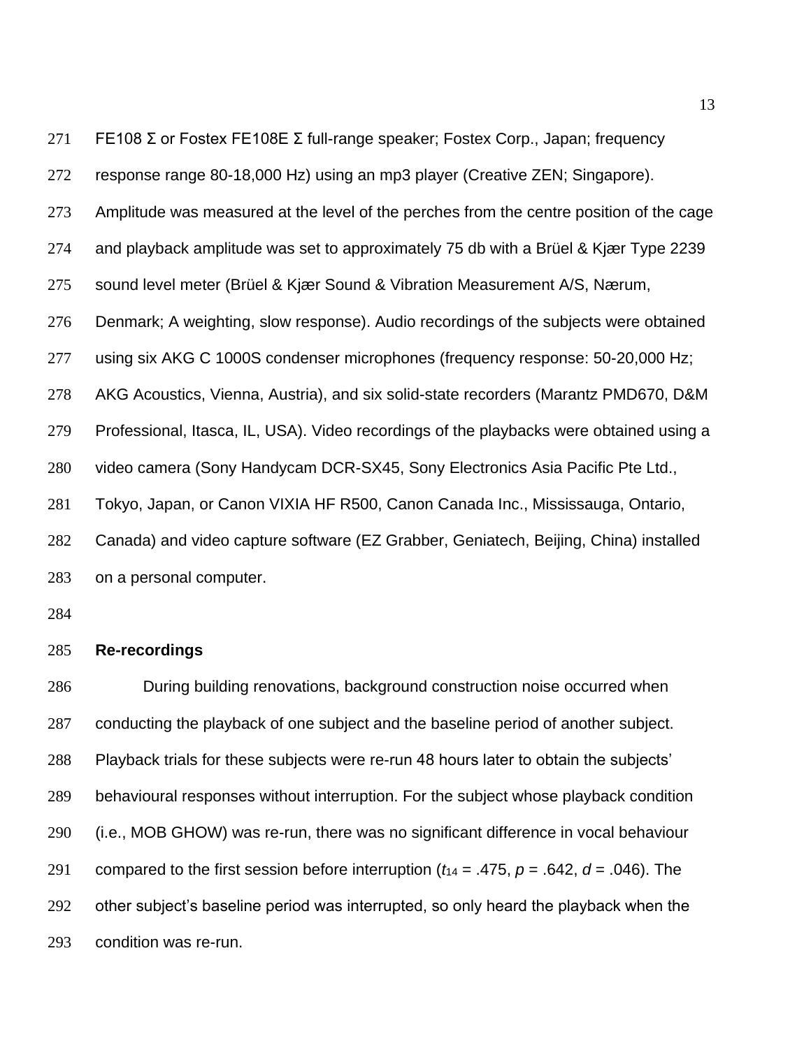FE108 Σ or Fostex FE108E Σ full-range speaker; Fostex Corp., Japan; frequency response range 80-18,000 Hz) using an mp3 player (Creative ZEN; Singapore). Amplitude was measured at the level of the perches from the centre position of the cage and playback amplitude was set to approximately 75 db with a Brüel & Kjær Type 2239 sound level meter (Brüel & Kjær Sound & Vibration Measurement A/S, Nærum, Denmark; A weighting, slow response). Audio recordings of the subjects were obtained using six AKG C 1000S condenser microphones (frequency response: 50-20,000 Hz; AKG Acoustics, Vienna, Austria), and six solid-state recorders (Marantz PMD670, D&M Professional, Itasca, IL, USA). Video recordings of the playbacks were obtained using a video camera (Sony Handycam DCR-SX45, Sony Electronics Asia Pacific Pte Ltd., Tokyo, Japan, or Canon VIXIA HF R500, Canon Canada Inc., Mississauga, Ontario, Canada) and video capture software (EZ Grabber, Geniatech, Beijing, China) installed on a personal computer.

**Re-recordings**

During building renovations, background construction noise occurred when conducting the playback of one subject and the baseline period of another subject. Playback trials for these subjects were re-run 48 hours later to obtain the subjects' behavioural responses without interruption. For the subject whose playback condition (i.e., MOB GHOW) was re-run, there was no significant difference in vocal behaviour compared to the first session before interruption ($t_{14}$ = .475, $p$ = .642, $d$ = .046). The other subject's baseline period was interrupted, so only heard the playback when the condition was re-run.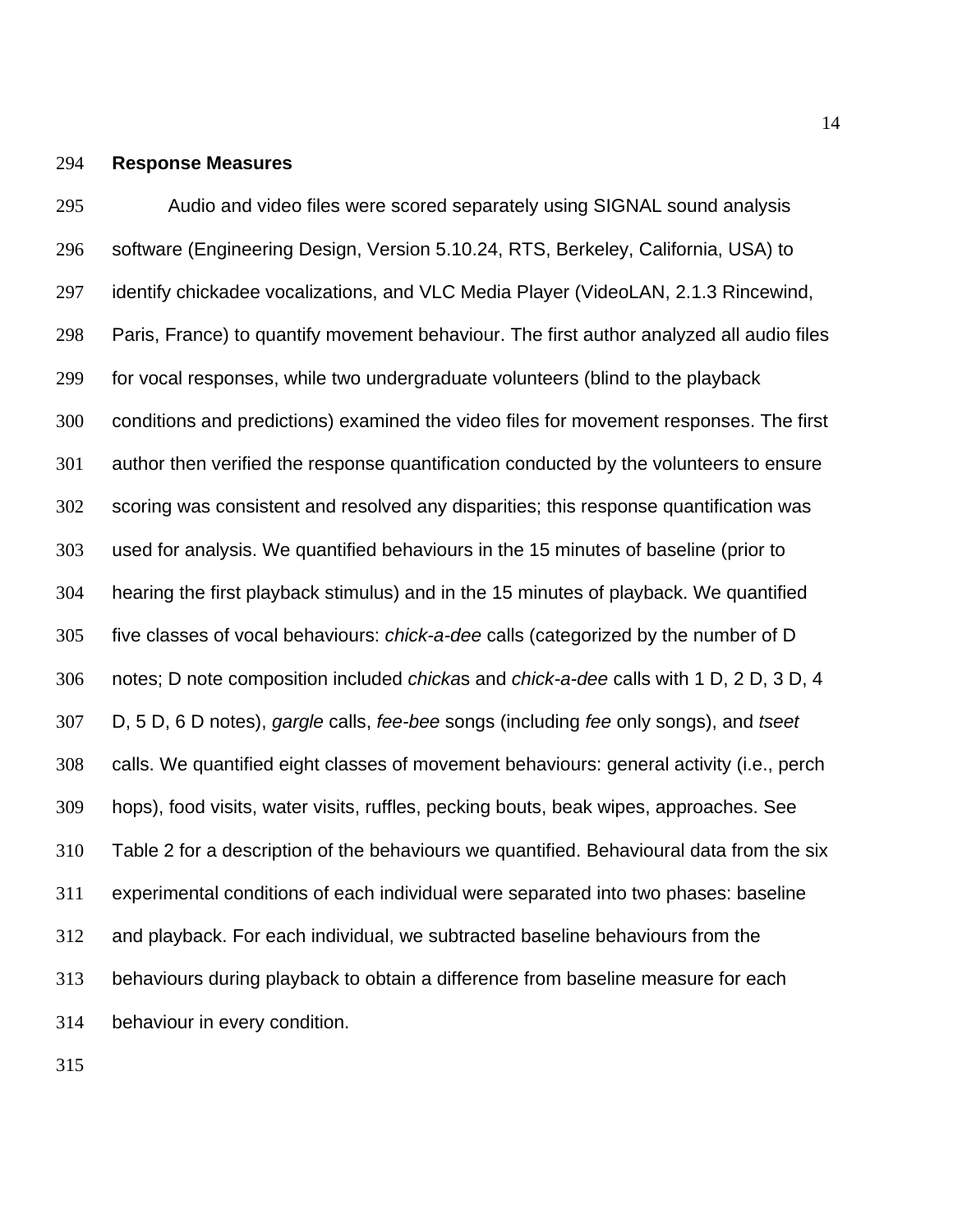**Response Measures**

Audio and video files were scored separately using SIGNAL sound analysis software (Engineering Design, Version 5.10.24, RTS, Berkeley, California, USA) to identify chickadee vocalizations, and VLC Media Player (VideoLAN, 2.1.3 Rincewind, Paris, France) to quantify movement behaviour. The first author analyzed all audio files for vocal responses, while two undergraduate volunteers (blind to the playback conditions and predictions) examined the video files for movement responses. The first author then verified the response quantification conducted by the volunteers to ensure scoring was consistent and resolved any disparities; this response quantification was used for analysis. We quantified behaviours in the 15 minutes of baseline (prior to hearing the first playback stimulus) and in the 15 minutes of playback. We quantified five classes of vocal behaviours: *chick-a-dee* calls (categorized by the number of D notes; D note composition included *chicka*s and *chick-a-dee* calls with 1 D, 2 D, 3 D, 4 D, 5 D, 6 D notes), *gargle* calls, *fee-bee* songs (including *fee* only songs), and *tseet* calls. We quantified eight classes of movement behaviours: general activity (i.e., perch hops), food visits, water visits, ruffles, pecking bouts, beak wipes, approaches. See Table 2 for a description of the behaviours we quantified. Behavioural data from the six experimental conditions of each individual were separated into two phases: baseline and playback. For each individual, we subtracted baseline behaviours from the behaviours during playback to obtain a difference from baseline measure for each behaviour in every condition.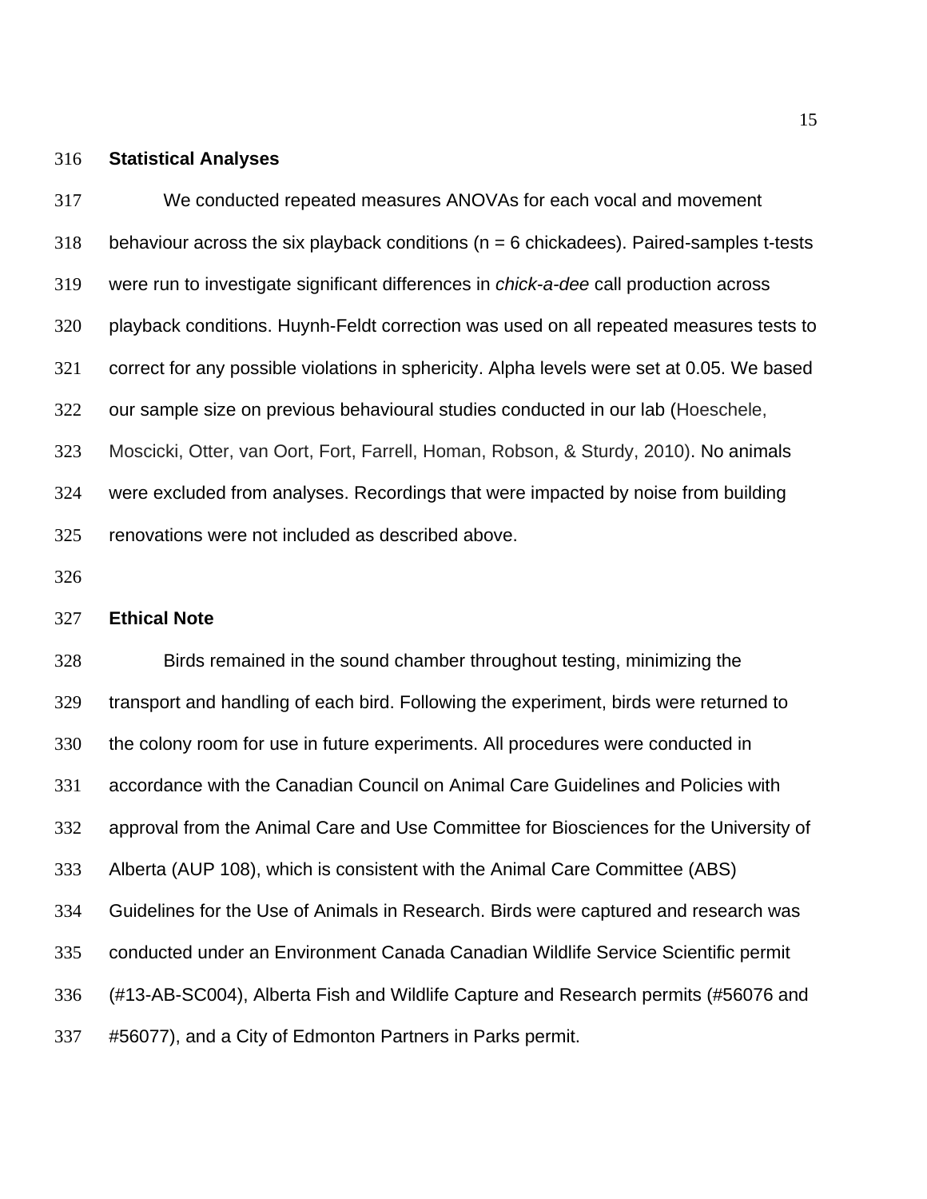**Statistical Analyses**

We conducted repeated measures ANOVAs for each vocal and movement behaviour across the six playback conditions (n = 6 chickadees). Paired-samples t-tests were run to investigate significant differences in *chick-a-dee* call production across playback conditions. Huynh-Feldt correction was used on all repeated measures tests to correct for any possible violations in sphericity. Alpha levels were set at 0.05. We based our sample size on previous behavioural studies conducted in our lab (Hoeschele, Moscicki, Otter, van Oort, Fort, Farrell, Homan, Robson, & Sturdy, 2010). No animals were excluded from analyses. Recordings that were impacted by noise from building renovations were not included as described above.

**Ethical Note**

Birds remained in the sound chamber throughout testing, minimizing the transport and handling of each bird. Following the experiment, birds were returned to the colony room for use in future experiments. All procedures were conducted in accordance with the Canadian Council on Animal Care Guidelines and Policies with approval from the Animal Care and Use Committee for Biosciences for the University of Alberta (AUP 108), which is consistent with the Animal Care Committee (ABS) Guidelines for the Use of Animals in Research. Birds were captured and research was conducted under an Environment Canada Canadian Wildlife Service Scientific permit (#13-AB-SC004), Alberta Fish and Wildlife Capture and Research permits (#56076 and #56077), and a City of Edmonton Partners in Parks permit.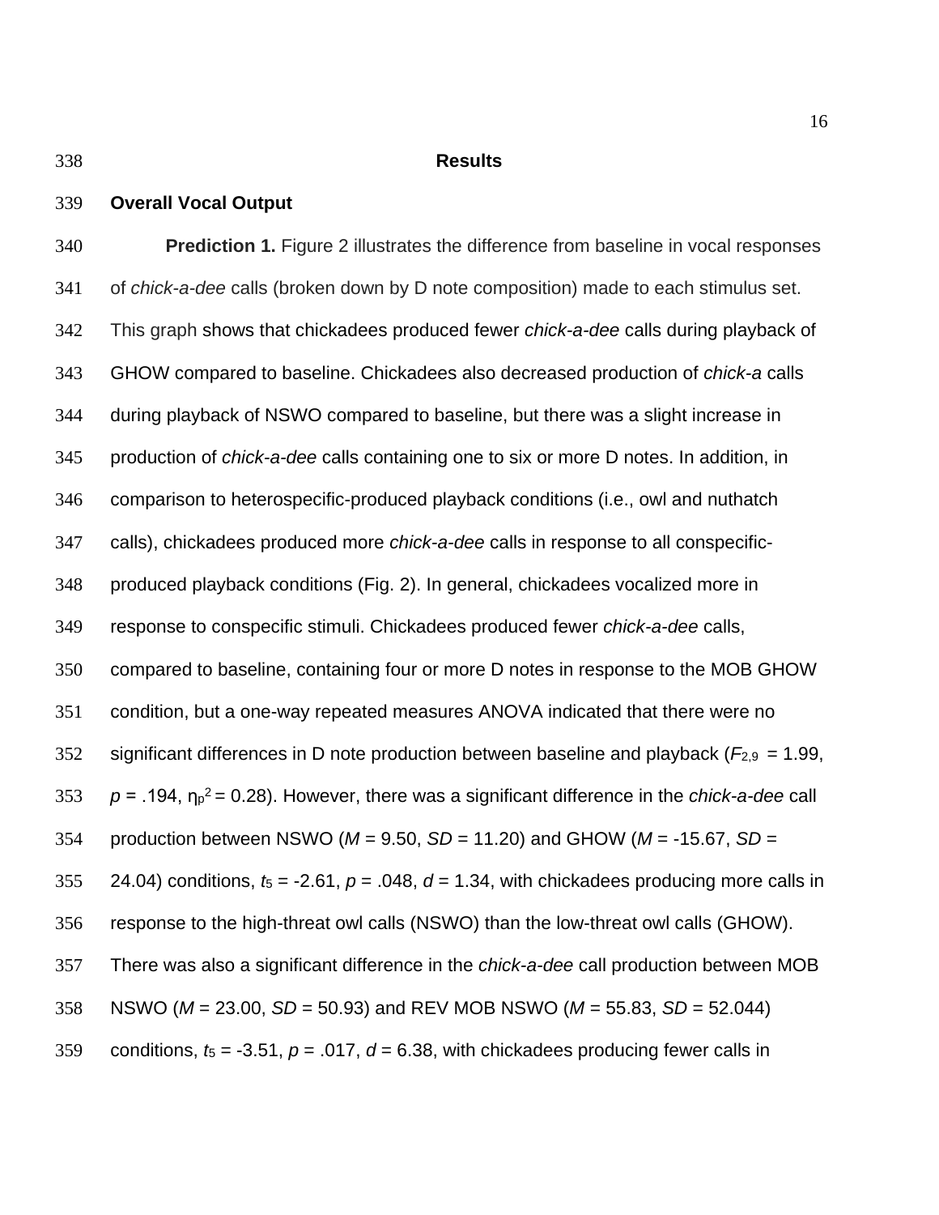## Results

### Overall Vocal Output

**Prediction 1.** Figure 2 illustrates the difference from baseline in vocal responses of *chick-a-dee* calls (broken down by D note composition) made to each stimulus set. This graph shows that chickadees produced fewer *chick-a-dee* calls during playback of GHOW compared to baseline. Chickadees also decreased production of *chick-a* calls during playback of NSWO compared to baseline, but there was a slight increase in production of *chick-a-dee* calls containing one to six or more D notes. In addition, in comparison to heterospecific-produced playback conditions (i.e., owl and nuthatch calls), chickadees produced more *chick-a-dee* calls in response to all conspecific-produced playback conditions (Fig. 2). In general, chickadees vocalized more in response to conspecific stimuli. Chickadees produced fewer *chick-a-dee* calls, compared to baseline, containing four or more D notes in response to the MOB GHOW condition, but a one-way repeated measures ANOVA indicated that there were no significant differences in D note production between baseline and playback ($F_{2,9}$ = 1.99, $p$ = .194, $\eta_p^2$ = 0.28). However, there was a significant difference in the *chick-a-dee* call production between NSWO ($M$ = 9.50, $SD$ = 11.20) and GHOW ($M$ = -15.67, $SD$ = 24.04) conditions, $t_5$ = -2.61, $p$ = .048, $d$ = 1.34, with chickadees producing more calls in response to the high-threat owl calls (NSWO) than the low-threat owl calls (GHOW). There was also a significant difference in the *chick-a-dee* call production between MOB NSWO ($M$ = 23.00, $SD$ = 50.93) and REV MOB NSWO ($M$ = 55.83, $SD$ = 52.044) conditions, $t_5$ = -3.51, $p$ = .017, $d$ = 6.38, with chickadees producing fewer calls in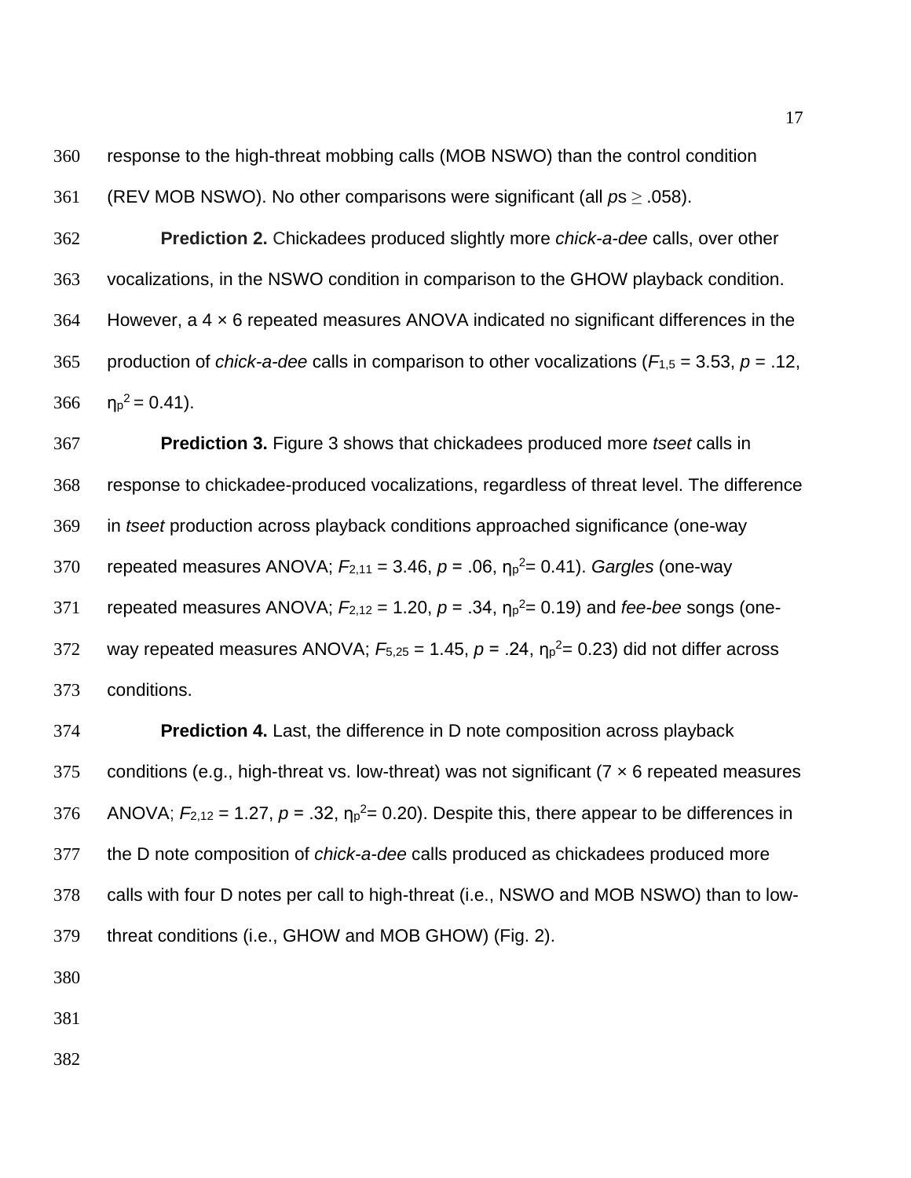response to the high-threat mobbing calls (MOB NSWO) than the control condition (REV MOB NSWO). No other comparisons were significant (all *p*s ≥ .058).

**Prediction 2.** Chickadees produced slightly more *chick-a-dee* calls, over other vocalizations, in the NSWO condition in comparison to the GHOW playback condition. However, a 4 × 6 repeated measures ANOVA indicated no significant differences in the production of *chick-a-dee* calls in comparison to other vocalizations ($F_{1,5} = 3.53$, $p = .12$, $\eta_p^2 = 0.41$).

**Prediction 3.** Figure 3 shows that chickadees produced more *tseet* calls in response to chickadee-produced vocalizations, regardless of threat level. The difference in *tseet* production across playback conditions approached significance (one-way repeated measures ANOVA; $F_{2,11} = 3.46$, $p = .06$, $\eta_p^2 = 0.41$). *Gargles* (one-way repeated measures ANOVA; $F_{2,12} = 1.20$, $p = .34$, $\eta_p^2 = 0.19$) and *fee-bee* songs (one-way repeated measures ANOVA; $F_{5,25} = 1.45$, $p = .24$, $\eta_p^2 = 0.23$) did not differ across conditions.

**Prediction 4.** Last, the difference in D note composition across playback conditions (e.g., high-threat vs. low-threat) was not significant (7 × 6 repeated measures ANOVA; $F_{2,12} = 1.27$, $p = .32$, $\eta_p^2 = 0.20$). Despite this, there appear to be differences in the D note composition of *chick-a-dee* calls produced as chickadees produced more calls with four D notes per call to high-threat (i.e., NSWO and MOB NSWO) than to low-threat conditions (i.e., GHOW and MOB GHOW) (Fig. 2).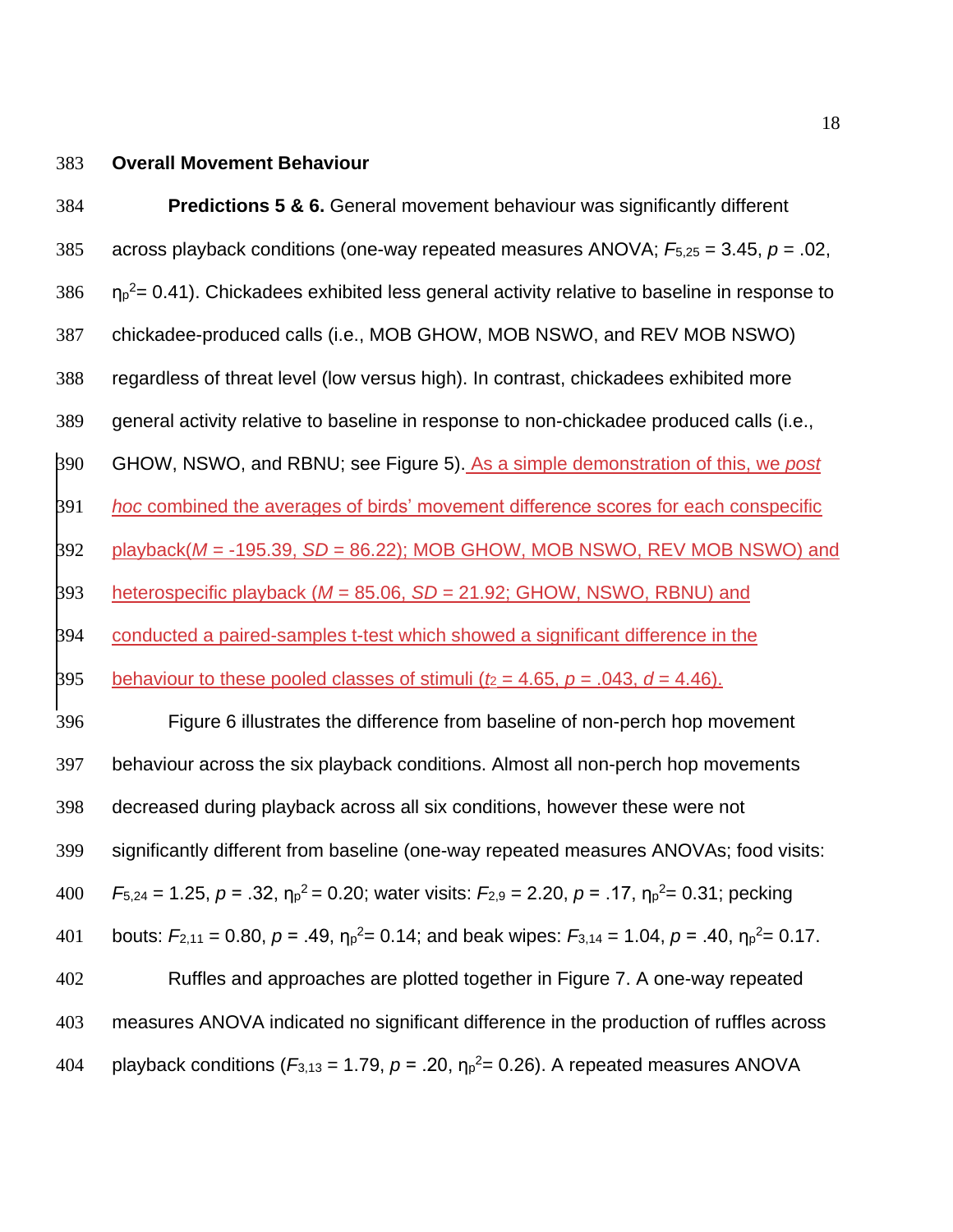**Overall Movement Behaviour**

**Predictions 5 & 6.** General movement behaviour was significantly different across playback conditions (one-way repeated measures ANOVA; $F_{5,25} = 3.45$, $p = .02$, $\eta_p^2 = 0.41$). Chickadees exhibited less general activity relative to baseline in response to chickadee-produced calls (i.e., MOB GHOW, MOB NSWO, and REV MOB NSWO) regardless of threat level (low versus high). In contrast, chickadees exhibited more general activity relative to baseline in response to non-chickadee produced calls (i.e., GHOW, NSWO, and RBNU; see Figure 5). As a simple demonstration of this, we *post hoc* combined the averages of birds' movement difference scores for each conspecific playback($M = -195.39$, $SD = 86.22$); MOB GHOW, MOB NSWO, REV MOB NSWO) and heterospecific playback ($M = 85.06$, $SD = 21.92$; GHOW, NSWO, RBNU) and conducted a paired-samples t-test which showed a significant difference in the behaviour to these pooled classes of stimuli ($t_2 = 4.65$, $p = .043$, $d = 4.46$).

Figure 6 illustrates the difference from baseline of non-perch hop movement behaviour across the six playback conditions. Almost all non-perch hop movements decreased during playback across all six conditions, however these were not significantly different from baseline (one-way repeated measures ANOVAs; food visits: $F_{5,24} = 1.25$, $p = .32$, $\eta_p^2 = 0.20$; water visits: $F_{2,9} = 2.20$, $p = .17$, $\eta_p^2 = 0.31$; pecking bouts: $F_{2,11} = 0.80$, $p = .49$, $\eta_p^2 = 0.14$; and beak wipes: $F_{3,14} = 1.04$, $p = .40$, $\eta_p^2 = 0.17$.

Ruffles and approaches are plotted together in Figure 7. A one-way repeated measures ANOVA indicated no significant difference in the production of ruffles across playback conditions ($F_{3,13} = 1.79$, $p = .20$, $\eta_p^2 = 0.26$). A repeated measures ANOVA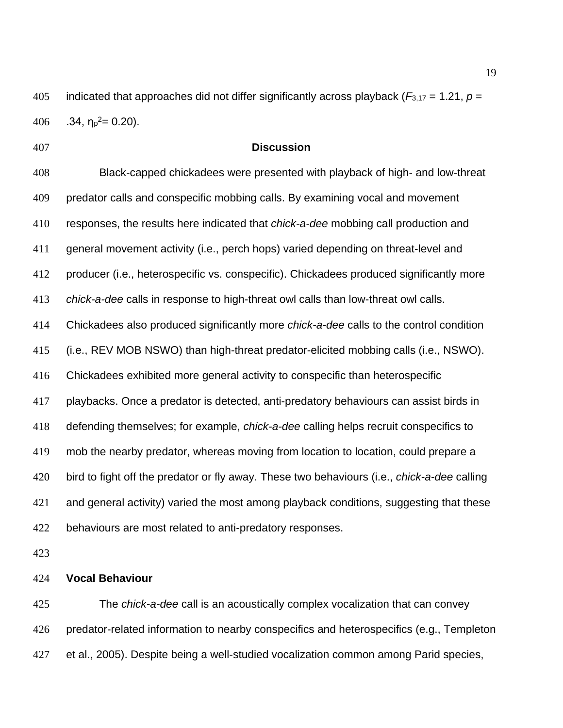indicated that approaches did not differ significantly across playback ($F_{3,17}$ = 1.21, $p$ = .34, $\eta_p^2$= 0.20).

## Discussion

Black-capped chickadees were presented with playback of high- and low-threat predator calls and conspecific mobbing calls. By examining vocal and movement responses, the results here indicated that *chick-a-dee* mobbing call production and general movement activity (i.e., perch hops) varied depending on threat-level and producer (i.e., heterospecific vs. conspecific). Chickadees produced significantly more *chick-a-dee* calls in response to high-threat owl calls than low-threat owl calls. Chickadees also produced significantly more *chick-a-dee* calls to the control condition (i.e., REV MOB NSWO) than high-threat predator-elicited mobbing calls (i.e., NSWO). Chickadees exhibited more general activity to conspecific than heterospecific playbacks. Once a predator is detected, anti-predatory behaviours can assist birds in defending themselves; for example, *chick-a-dee* calling helps recruit conspecifics to mob the nearby predator, whereas moving from location to location, could prepare a bird to fight off the predator or fly away. These two behaviours (i.e., *chick-a-dee* calling and general activity) varied the most among playback conditions, suggesting that these behaviours are most related to anti-predatory responses.

### Vocal Behaviour

The *chick-a-dee* call is an acoustically complex vocalization that can convey predator-related information to nearby conspecifics and heterospecifics (e.g., Templeton et al., 2005). Despite being a well-studied vocalization common among Parid species,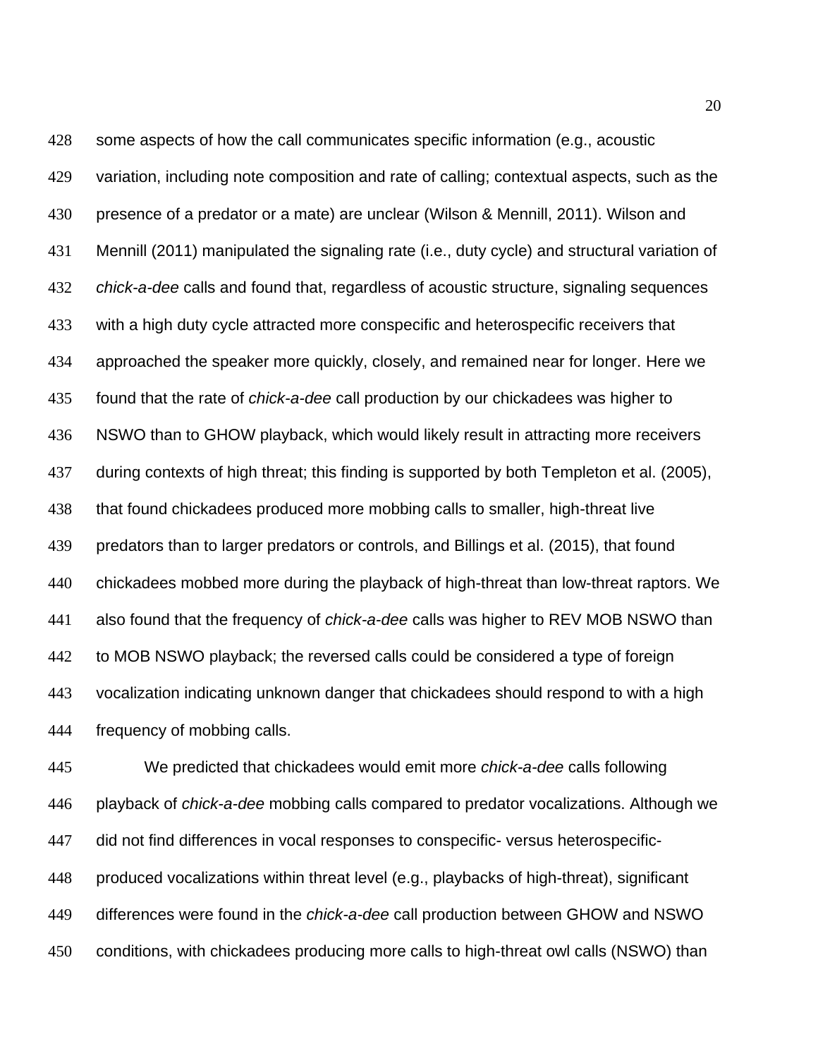some aspects of how the call communicates specific information (e.g., acoustic variation, including note composition and rate of calling; contextual aspects, such as the presence of a predator or a mate) are unclear (Wilson & Mennill, 2011). Wilson and Mennill (2011) manipulated the signaling rate (i.e., duty cycle) and structural variation of *chick-a-dee* calls and found that, regardless of acoustic structure, signaling sequences with a high duty cycle attracted more conspecific and heterospecific receivers that approached the speaker more quickly, closely, and remained near for longer. Here we found that the rate of *chick-a-dee* call production by our chickadees was higher to NSWO than to GHOW playback, which would likely result in attracting more receivers during contexts of high threat; this finding is supported by both Templeton et al. (2005), that found chickadees produced more mobbing calls to smaller, high-threat live predators than to larger predators or controls, and Billings et al. (2015), that found chickadees mobbed more during the playback of high-threat than low-threat raptors. We also found that the frequency of *chick-a-dee* calls was higher to REV MOB NSWO than to MOB NSWO playback; the reversed calls could be considered a type of foreign vocalization indicating unknown danger that chickadees should respond to with a high frequency of mobbing calls.

We predicted that chickadees would emit more *chick-a-dee* calls following playback of *chick-a-dee* mobbing calls compared to predator vocalizations. Although we did not find differences in vocal responses to conspecific- versus heterospecific-produced vocalizations within threat level (e.g., playbacks of high-threat), significant differences were found in the *chick-a-dee* call production between GHOW and NSWO conditions, with chickadees producing more calls to high-threat owl calls (NSWO) than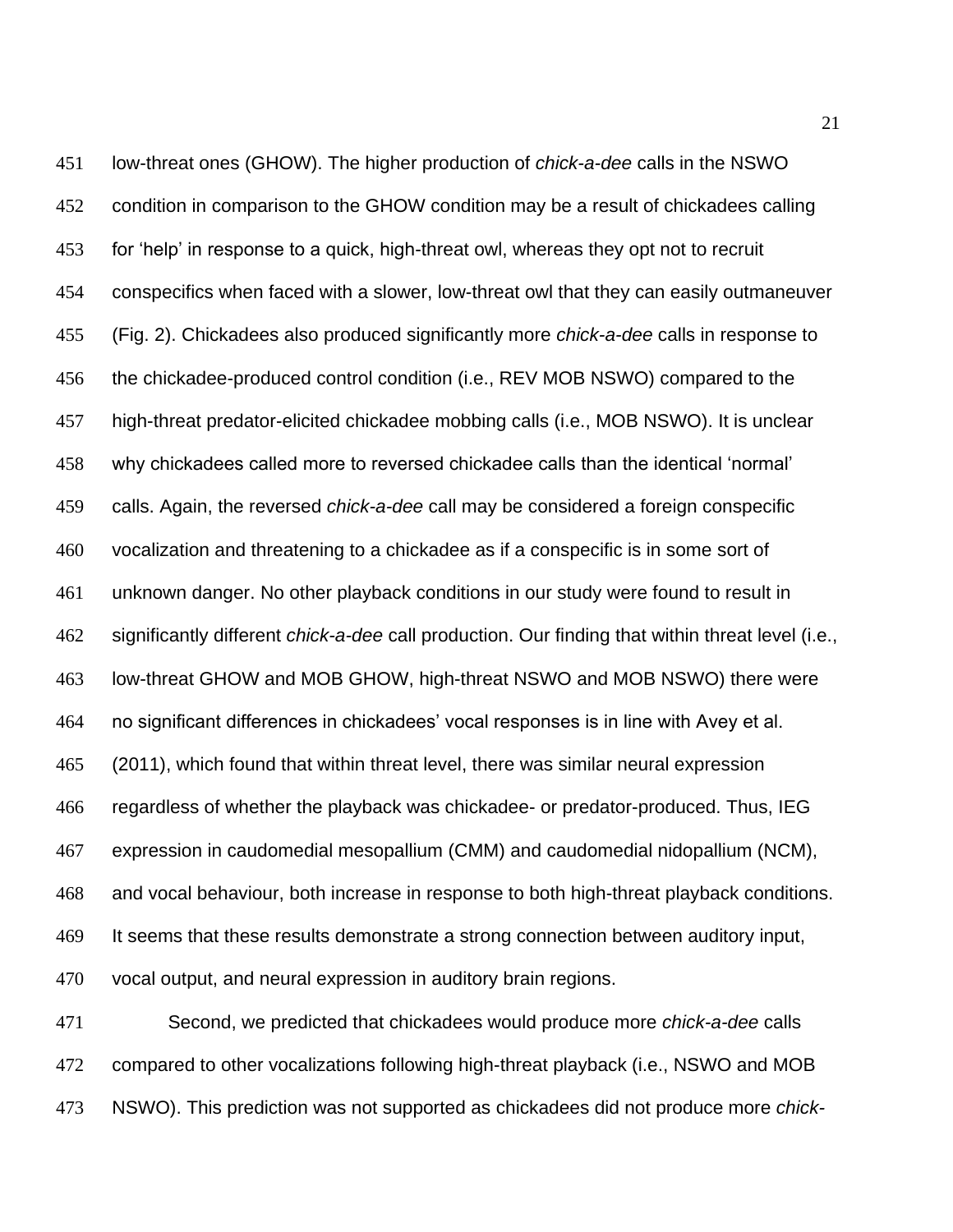low-threat ones (GHOW). The higher production of *chick-a-dee* calls in the NSWO condition in comparison to the GHOW condition may be a result of chickadees calling for 'help' in response to a quick, high-threat owl, whereas they opt not to recruit conspecifics when faced with a slower, low-threat owl that they can easily outmaneuver (Fig. 2). Chickadees also produced significantly more *chick-a-dee* calls in response to the chickadee-produced control condition (i.e., REV MOB NSWO) compared to the high-threat predator-elicited chickadee mobbing calls (i.e., MOB NSWO). It is unclear why chickadees called more to reversed chickadee calls than the identical 'normal' calls. Again, the reversed *chick-a-dee* call may be considered a foreign conspecific vocalization and threatening to a chickadee as if a conspecific is in some sort of unknown danger. No other playback conditions in our study were found to result in significantly different *chick-a-dee* call production. Our finding that within threat level (i.e., low-threat GHOW and MOB GHOW, high-threat NSWO and MOB NSWO) there were no significant differences in chickadees' vocal responses is in line with Avey et al. (2011), which found that within threat level, there was similar neural expression regardless of whether the playback was chickadee- or predator-produced. Thus, IEG expression in caudomedial mesopallium (CMM) and caudomedial nidopallium (NCM), and vocal behaviour, both increase in response to both high-threat playback conditions. It seems that these results demonstrate a strong connection between auditory input, vocal output, and neural expression in auditory brain regions.

Second, we predicted that chickadees would produce more *chick-a-dee* calls compared to other vocalizations following high-threat playback (i.e., NSWO and MOB NSWO). This prediction was not supported as chickadees did not produce more *chick-*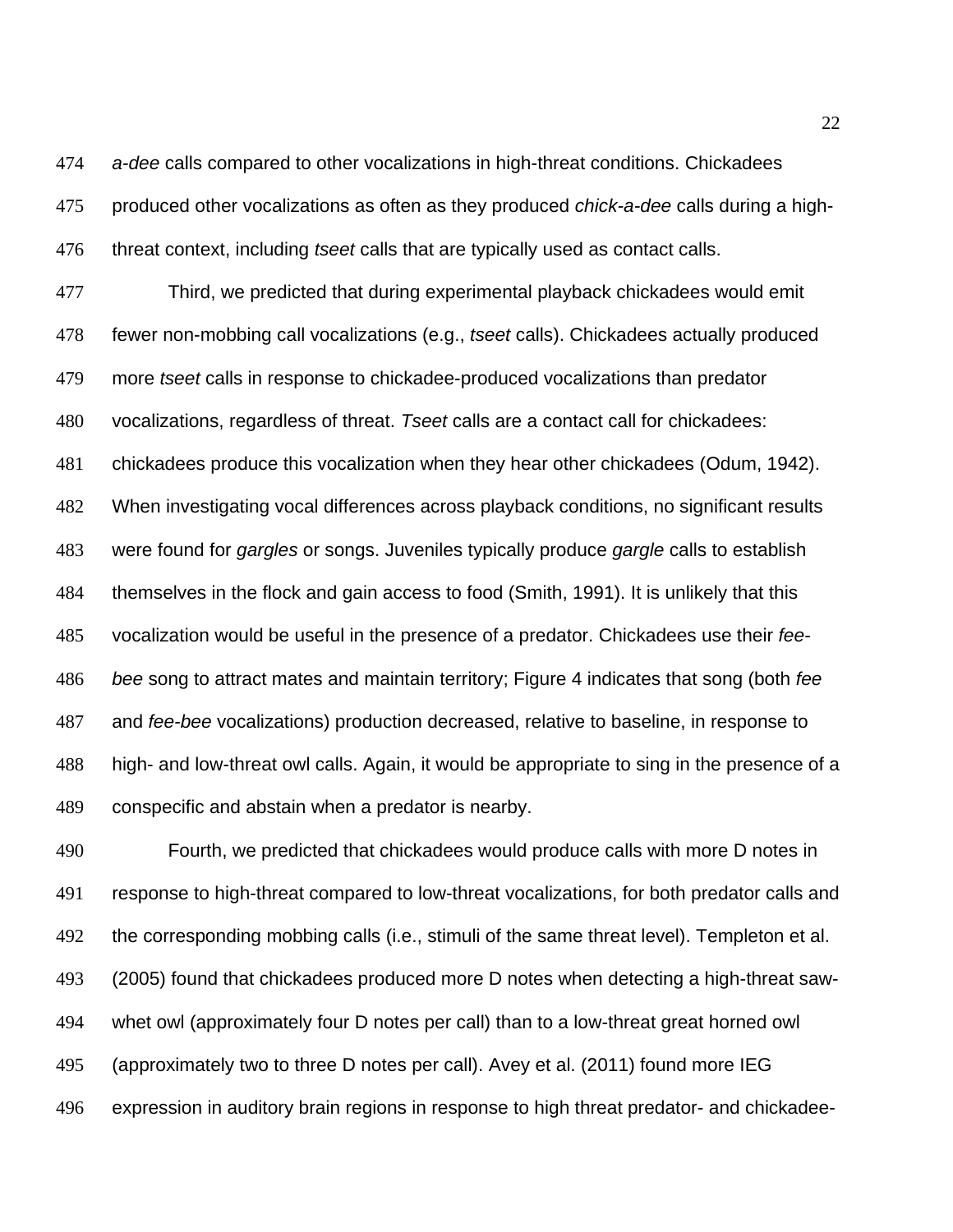*a-dee* calls compared to other vocalizations in high-threat conditions. Chickadees produced other vocalizations as often as they produced *chick-a-dee* calls during a high-threat context, including *tseet* calls that are typically used as contact calls.

Third, we predicted that during experimental playback chickadees would emit fewer non-mobbing call vocalizations (e.g., *tseet* calls). Chickadees actually produced more *tseet* calls in response to chickadee-produced vocalizations than predator vocalizations, regardless of threat. *Tseet* calls are a contact call for chickadees: chickadees produce this vocalization when they hear other chickadees (Odum, 1942). When investigating vocal differences across playback conditions, no significant results were found for *gargles* or songs. Juveniles typically produce *gargle* calls to establish themselves in the flock and gain access to food (Smith, 1991). It is unlikely that this vocalization would be useful in the presence of a predator. Chickadees use their *fee-bee* song to attract mates and maintain territory; Figure 4 indicates that song (both *fee* and *fee-bee* vocalizations) production decreased, relative to baseline, in response to high- and low-threat owl calls. Again, it would be appropriate to sing in the presence of a conspecific and abstain when a predator is nearby.

Fourth, we predicted that chickadees would produce calls with more D notes in response to high-threat compared to low-threat vocalizations, for both predator calls and the corresponding mobbing calls (i.e., stimuli of the same threat level). Templeton et al. (2005) found that chickadees produced more D notes when detecting a high-threat saw-whet owl (approximately four D notes per call) than to a low-threat great horned owl (approximately two to three D notes per call). Avey et al. (2011) found more IEG expression in auditory brain regions in response to high threat predator- and chickadee-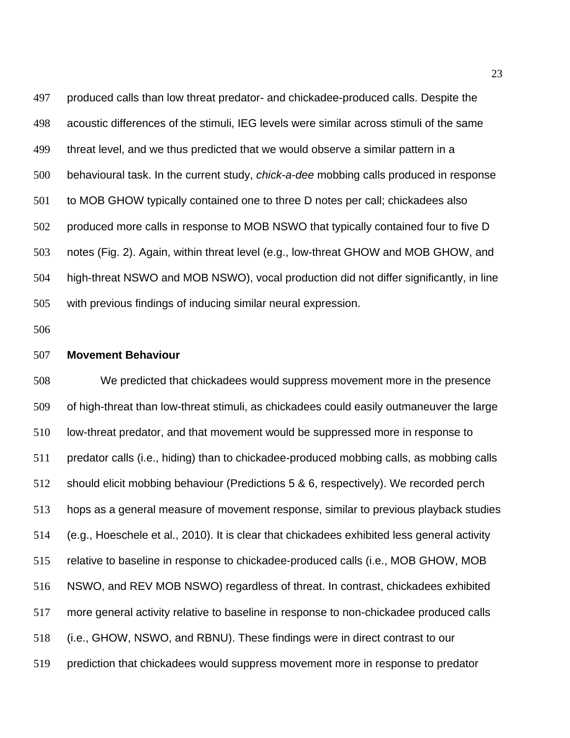produced calls than low threat predator- and chickadee-produced calls. Despite the acoustic differences of the stimuli, IEG levels were similar across stimuli of the same threat level, and we thus predicted that we would observe a similar pattern in a behavioural task. In the current study, *chick-a-dee* mobbing calls produced in response to MOB GHOW typically contained one to three D notes per call; chickadees also produced more calls in response to MOB NSWO that typically contained four to five D notes (Fig. 2). Again, within threat level (e.g., low-threat GHOW and MOB GHOW, and high-threat NSWO and MOB NSWO), vocal production did not differ significantly, in line with previous findings of inducing similar neural expression.

**Movement Behaviour**

We predicted that chickadees would suppress movement more in the presence of high-threat than low-threat stimuli, as chickadees could easily outmaneuver the large low-threat predator, and that movement would be suppressed more in response to predator calls (i.e., hiding) than to chickadee-produced mobbing calls, as mobbing calls should elicit mobbing behaviour (Predictions 5 & 6, respectively). We recorded perch hops as a general measure of movement response, similar to previous playback studies (e.g., Hoeschele et al., 2010). It is clear that chickadees exhibited less general activity relative to baseline in response to chickadee-produced calls (i.e., MOB GHOW, MOB NSWO, and REV MOB NSWO) regardless of threat. In contrast, chickadees exhibited more general activity relative to baseline in response to non-chickadee produced calls (i.e., GHOW, NSWO, and RBNU). These findings were in direct contrast to our prediction that chickadees would suppress movement more in response to predator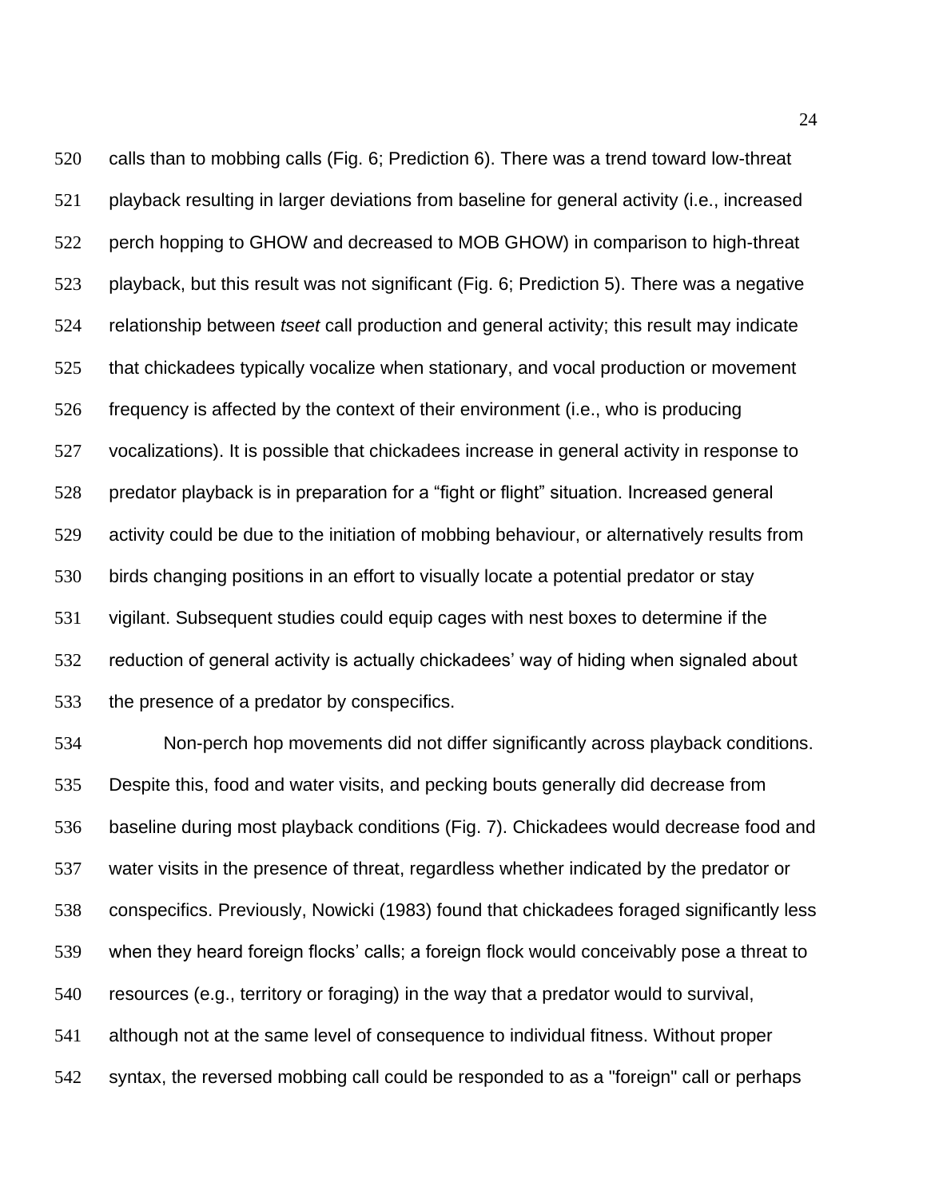calls than to mobbing calls (Fig. 6; Prediction 6). There was a trend toward low-threat playback resulting in larger deviations from baseline for general activity (i.e., increased perch hopping to GHOW and decreased to MOB GHOW) in comparison to high-threat playback, but this result was not significant (Fig. 6; Prediction 5). There was a negative relationship between *tseet* call production and general activity; this result may indicate that chickadees typically vocalize when stationary, and vocal production or movement frequency is affected by the context of their environment (i.e., who is producing vocalizations). It is possible that chickadees increase in general activity in response to predator playback is in preparation for a "fight or flight" situation. Increased general activity could be due to the initiation of mobbing behaviour, or alternatively results from birds changing positions in an effort to visually locate a potential predator or stay vigilant. Subsequent studies could equip cages with nest boxes to determine if the reduction of general activity is actually chickadees' way of hiding when signaled about the presence of a predator by conspecifics.

Non-perch hop movements did not differ significantly across playback conditions. Despite this, food and water visits, and pecking bouts generally did decrease from baseline during most playback conditions (Fig. 7). Chickadees would decrease food and water visits in the presence of threat, regardless whether indicated by the predator or conspecifics. Previously, Nowicki (1983) found that chickadees foraged significantly less when they heard foreign flocks' calls; a foreign flock would conceivably pose a threat to resources (e.g., territory or foraging) in the way that a predator would to survival, although not at the same level of consequence to individual fitness. Without proper syntax, the reversed mobbing call could be responded to as a "foreign" call or perhaps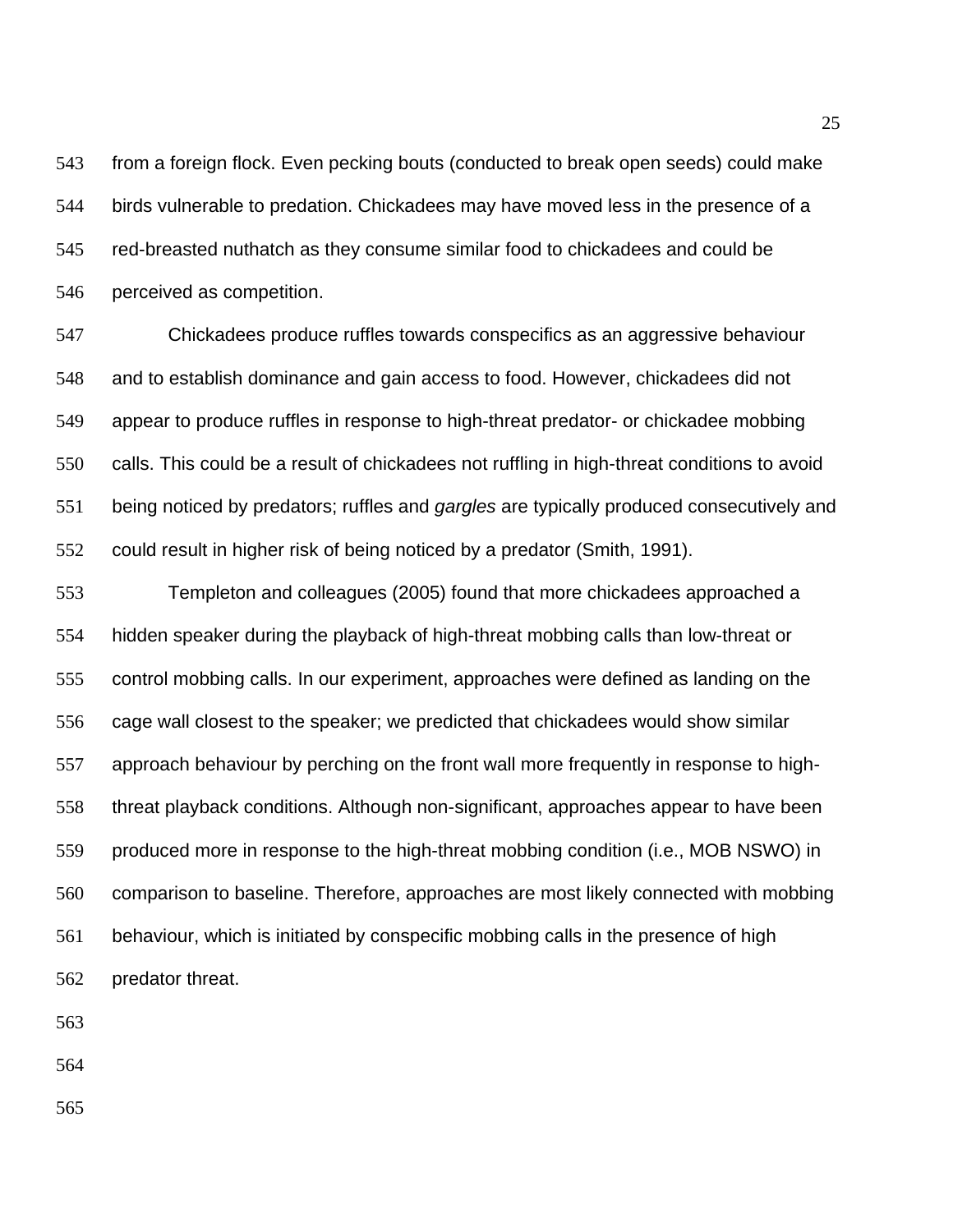from a foreign flock. Even pecking bouts (conducted to break open seeds) could make birds vulnerable to predation. Chickadees may have moved less in the presence of a red-breasted nuthatch as they consume similar food to chickadees and could be perceived as competition.

Chickadees produce ruffles towards conspecifics as an aggressive behaviour and to establish dominance and gain access to food. However, chickadees did not appear to produce ruffles in response to high-threat predator- or chickadee mobbing calls. This could be a result of chickadees not ruffling in high-threat conditions to avoid being noticed by predators; ruffles and *gargles* are typically produced consecutively and could result in higher risk of being noticed by a predator (Smith, 1991).

Templeton and colleagues (2005) found that more chickadees approached a hidden speaker during the playback of high-threat mobbing calls than low-threat or control mobbing calls. In our experiment, approaches were defined as landing on the cage wall closest to the speaker; we predicted that chickadees would show similar approach behaviour by perching on the front wall more frequently in response to high-threat playback conditions. Although non-significant, approaches appear to have been produced more in response to the high-threat mobbing condition (i.e., MOB NSWO) in comparison to baseline. Therefore, approaches are most likely connected with mobbing behaviour, which is initiated by conspecific mobbing calls in the presence of high predator threat.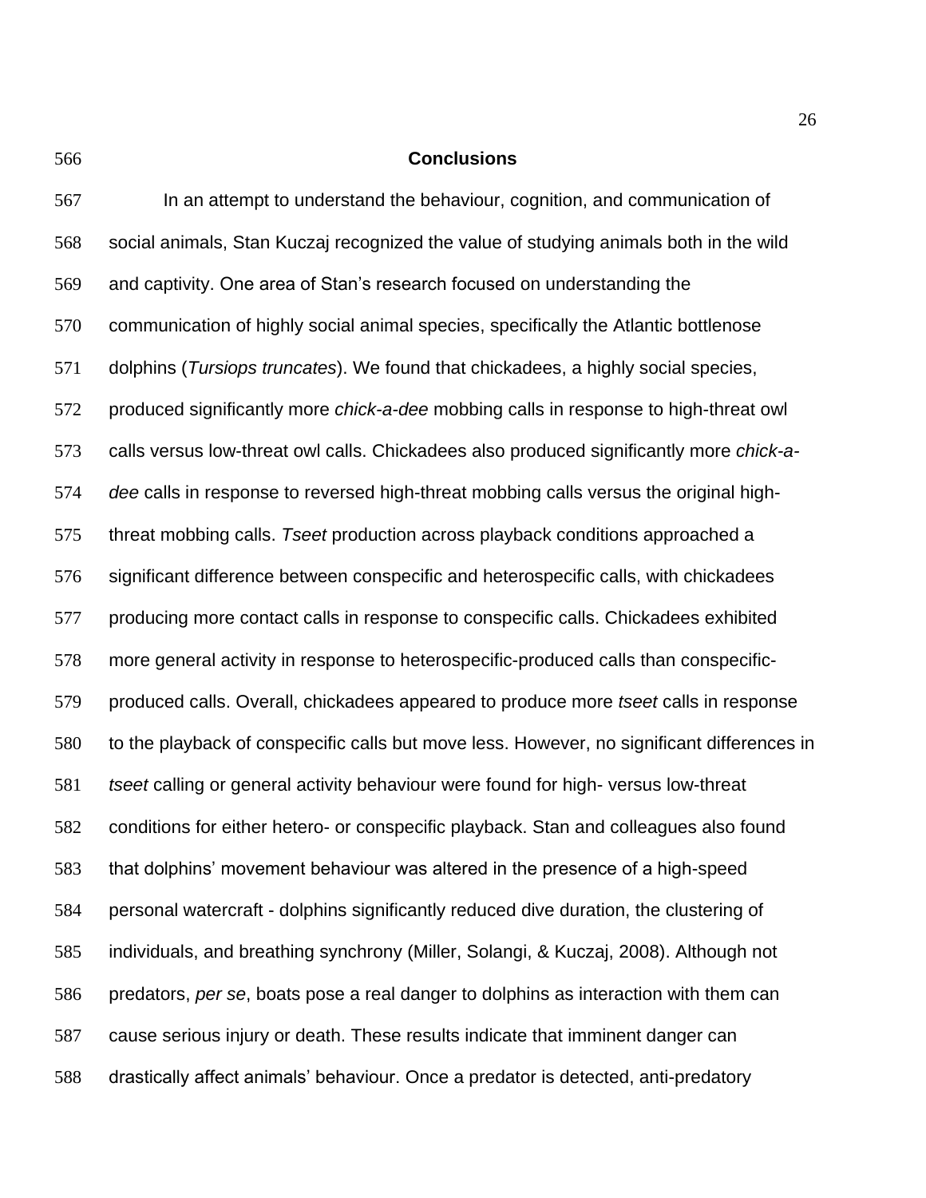## Conclusions

In an attempt to understand the behaviour, cognition, and communication of social animals, Stan Kuczaj recognized the value of studying animals both in the wild and captivity. One area of Stan's research focused on understanding the communication of highly social animal species, specifically the Atlantic bottlenose dolphins (*Tursiops truncates*). We found that chickadees, a highly social species, produced significantly more *chick-a-dee* mobbing calls in response to high-threat owl calls versus low-threat owl calls. Chickadees also produced significantly more *chick-a-dee* calls in response to reversed high-threat mobbing calls versus the original high-threat mobbing calls. *Tseet* production across playback conditions approached a significant difference between conspecific and heterospecific calls, with chickadees producing more contact calls in response to conspecific calls. Chickadees exhibited more general activity in response to heterospecific-produced calls than conspecific-produced calls. Overall, chickadees appeared to produce more *tseet* calls in response to the playback of conspecific calls but move less. However, no significant differences in *tseet* calling or general activity behaviour were found for high- versus low-threat conditions for either hetero- or conspecific playback. Stan and colleagues also found that dolphins' movement behaviour was altered in the presence of a high-speed personal watercraft - dolphins significantly reduced dive duration, the clustering of individuals, and breathing synchrony (Miller, Solangi, & Kuczaj, 2008). Although not predators, *per se*, boats pose a real danger to dolphins as interaction with them can cause serious injury or death. These results indicate that imminent danger can drastically affect animals' behaviour. Once a predator is detected, anti-predatory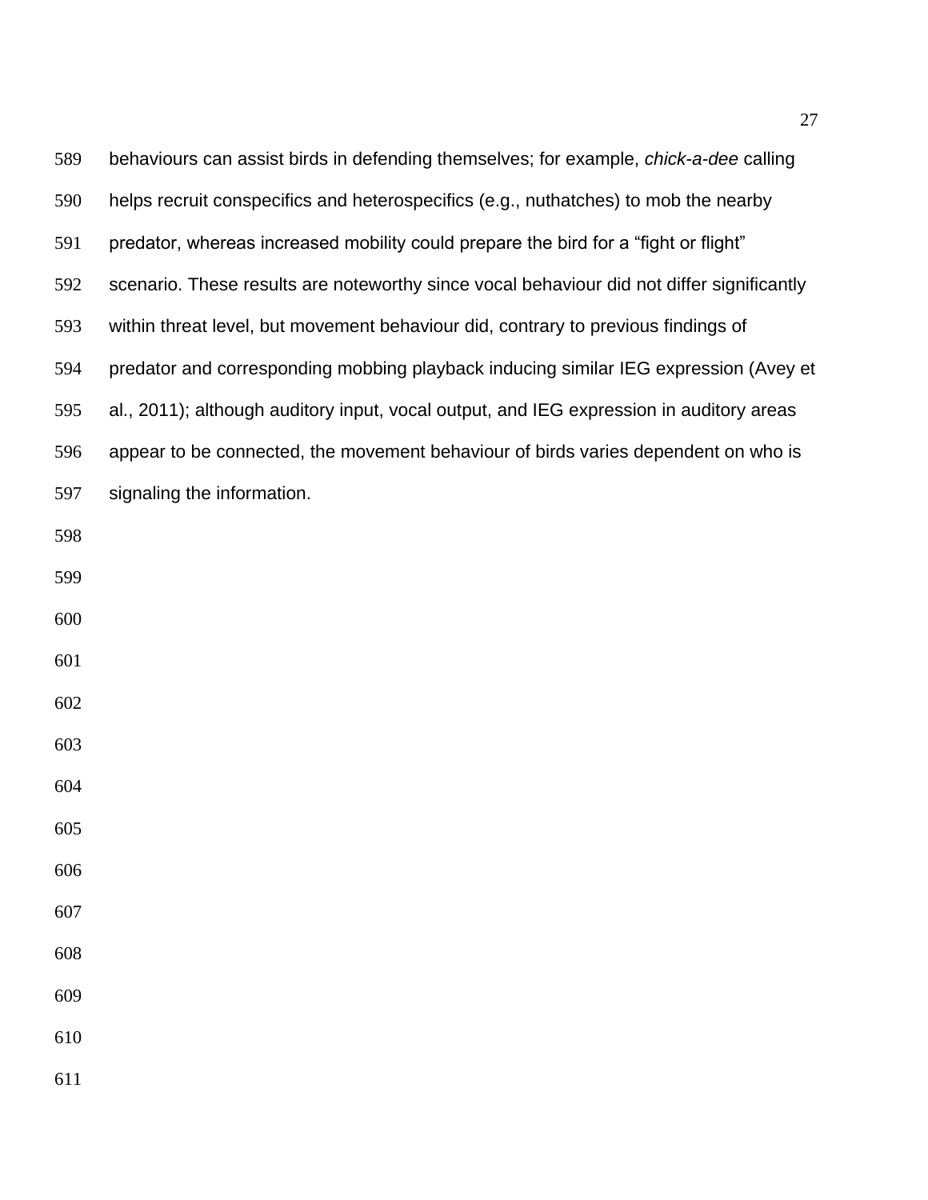behaviours can assist birds in defending themselves; for example, *chick-a-dee* calling helps recruit conspecifics and heterospecifics (e.g., nuthatches) to mob the nearby predator, whereas increased mobility could prepare the bird for a "fight or flight" scenario. These results are noteworthy since vocal behaviour did not differ significantly within threat level, but movement behaviour did, contrary to previous findings of predator and corresponding mobbing playback inducing similar IEG expression (Avey et al., 2011); although auditory input, vocal output, and IEG expression in auditory areas appear to be connected, the movement behaviour of birds varies dependent on who is signaling the information.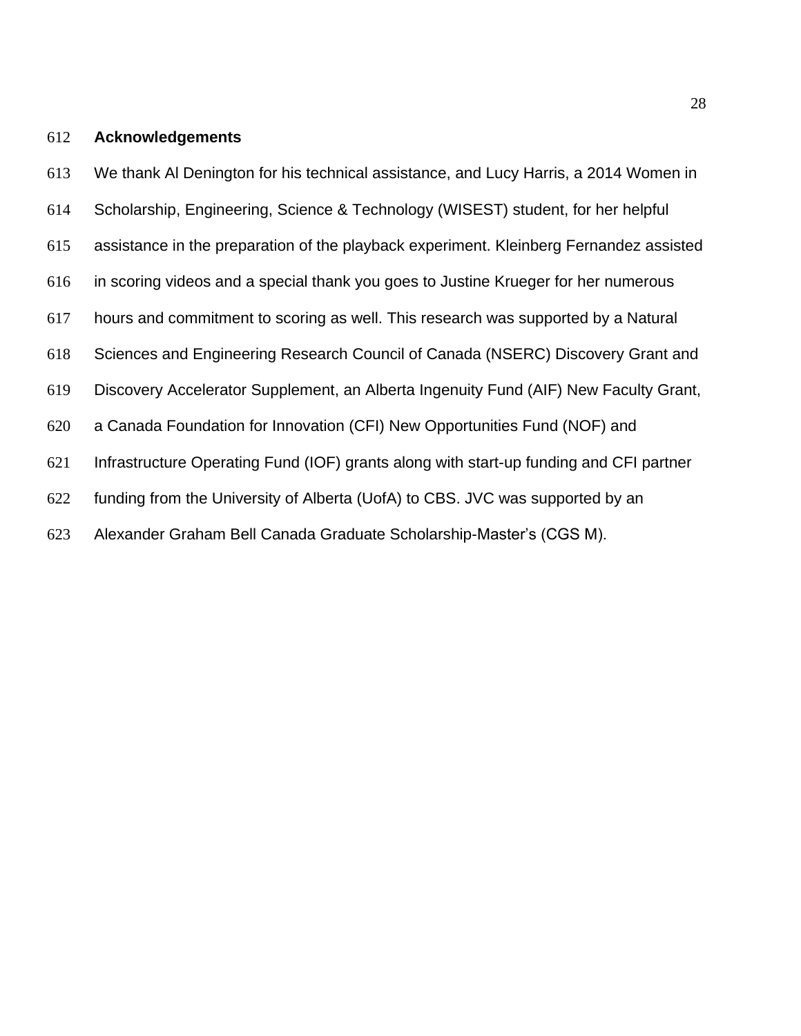## Acknowledgements

We thank Al Denington for his technical assistance, and Lucy Harris, a 2014 Women in Scholarship, Engineering, Science & Technology (WISEST) student, for her helpful assistance in the preparation of the playback experiment. Kleinberg Fernandez assisted in scoring videos and a special thank you goes to Justine Krueger for her numerous hours and commitment to scoring as well. This research was supported by a Natural Sciences and Engineering Research Council of Canada (NSERC) Discovery Grant and Discovery Accelerator Supplement, an Alberta Ingenuity Fund (AIF) New Faculty Grant, a Canada Foundation for Innovation (CFI) New Opportunities Fund (NOF) and Infrastructure Operating Fund (IOF) grants along with start-up funding and CFI partner funding from the University of Alberta (UofA) to CBS. JVC was supported by an Alexander Graham Bell Canada Graduate Scholarship-Master's (CGS M).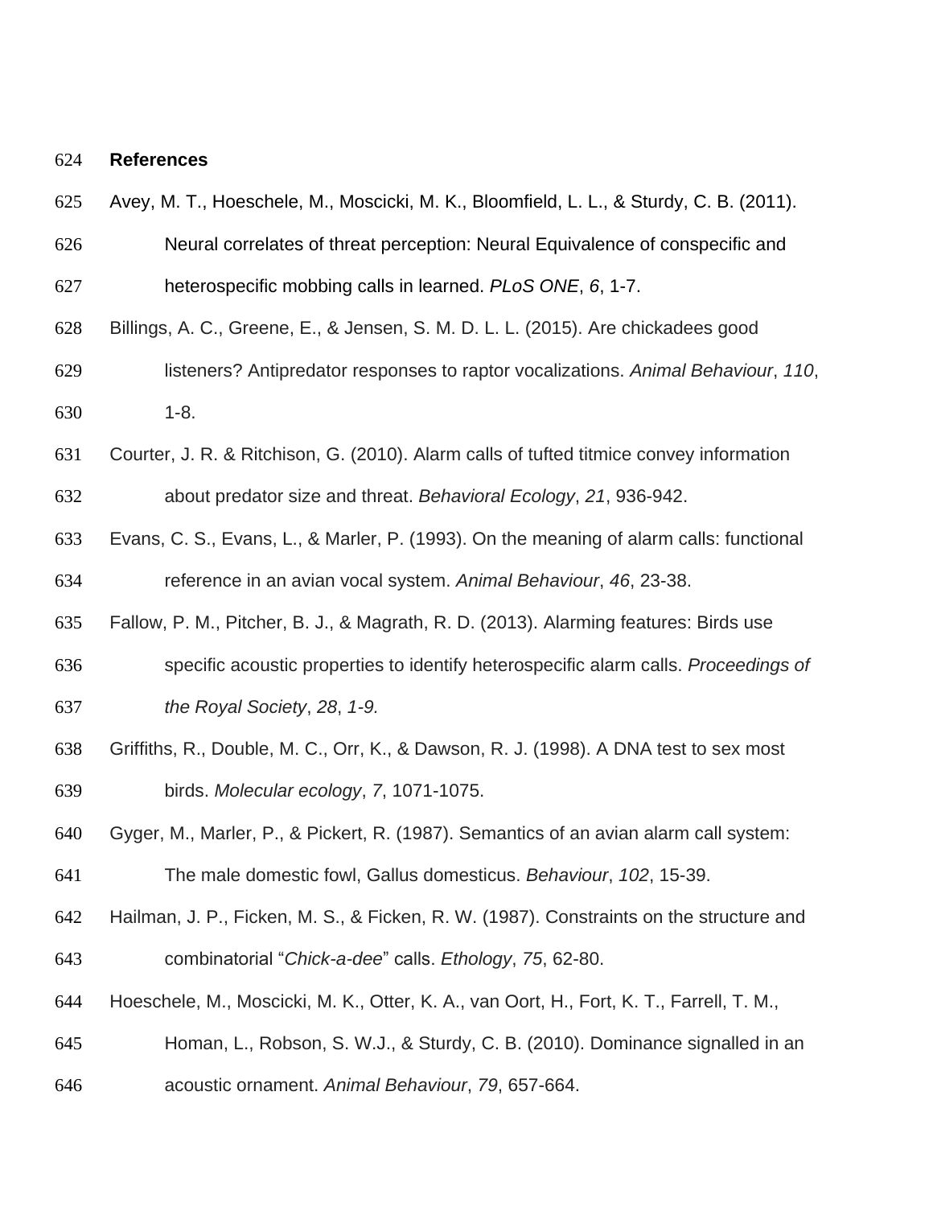## References

Avey, M. T., Hoeschele, M., Moscicki, M. K., Bloomfield, L. L., & Sturdy, C. B. (2011). Neural correlates of threat perception: Neural Equivalence of conspecific and heterospecific mobbing calls in learned. *PLoS ONE*, *6*, 1-7.

Billings, A. C., Greene, E., & Jensen, S. M. D. L. L. (2015). Are chickadees good listeners? Antipredator responses to raptor vocalizations. *Animal Behaviour*, *110*, 1-8.

Courter, J. R. & Ritchison, G. (2010). Alarm calls of tufted titmice convey information about predator size and threat. *Behavioral Ecology*, *21*, 936-942.

Evans, C. S., Evans, L., & Marler, P. (1993). On the meaning of alarm calls: functional reference in an avian vocal system. *Animal Behaviour*, *46*, 23-38.

Fallow, P. M., Pitcher, B. J., & Magrath, R. D. (2013). Alarming features: Birds use specific acoustic properties to identify heterospecific alarm calls. *Proceedings of the Royal Society*, *28*, *1-9.*

Griffiths, R., Double, M. C., Orr, K., & Dawson, R. J. (1998). A DNA test to sex most birds. *Molecular ecology*, *7*, 1071-1075.

Gyger, M., Marler, P., & Pickert, R. (1987). Semantics of an avian alarm call system: The male domestic fowl, Gallus domesticus. *Behaviour*, *102*, 15-39.

Hailman, J. P., Ficken, M. S., & Ficken, R. W. (1987). Constraints on the structure and combinatorial "*Chick-a-dee*" calls. *Ethology*, *75*, 62-80.

Hoeschele, M., Moscicki, M. K., Otter, K. A., van Oort, H., Fort, K. T., Farrell, T. M., Homan, L., Robson, S. W.J., & Sturdy, C. B. (2010). Dominance signalled in an acoustic ornament. *Animal Behaviour*, *79*, 657-664.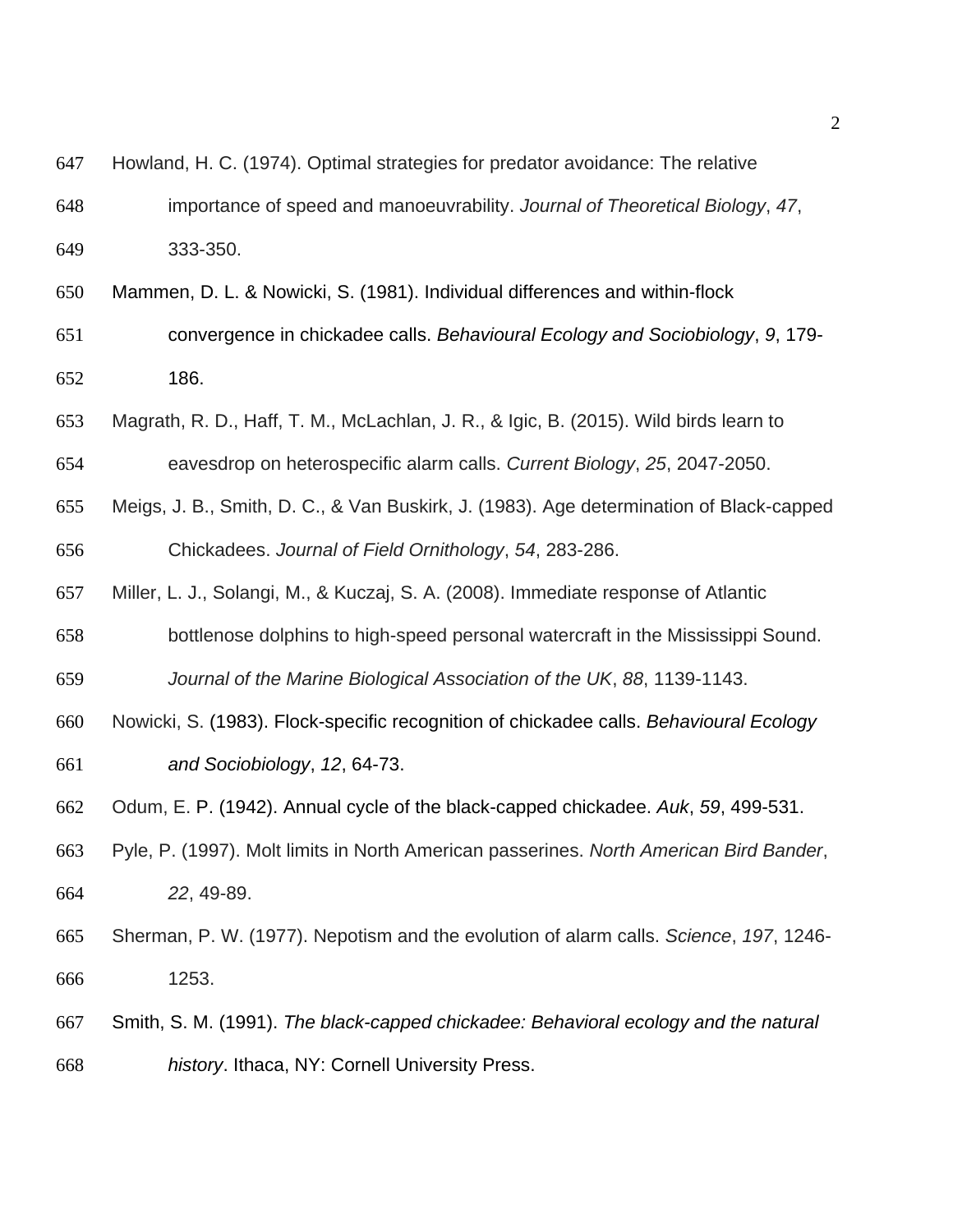Howland, H. C. (1974). Optimal strategies for predator avoidance: The relative importance of speed and manoeuvrability. *Journal of Theoretical Biology*, *47*, 333-350.

Mammen, D. L. & Nowicki, S. (1981). Individual differences and within-flock convergence in chickadee calls. *Behavioural Ecology and Sociobiology*, *9*, 179-186.

Magrath, R. D., Haff, T. M., McLachlan, J. R., & Igic, B. (2015). Wild birds learn to eavesdrop on heterospecific alarm calls. *Current Biology*, *25*, 2047-2050.

Meigs, J. B., Smith, D. C., & Van Buskirk, J. (1983). Age determination of Black-capped Chickadees. *Journal of Field Ornithology*, *54*, 283-286.

Miller, L. J., Solangi, M., & Kuczaj, S. A. (2008). Immediate response of Atlantic bottlenose dolphins to high-speed personal watercraft in the Mississippi Sound. *Journal of the Marine Biological Association of the UK*, *88*, 1139-1143.

Nowicki, S. (1983). Flock-specific recognition of chickadee calls. *Behavioural Ecology and Sociobiology*, *12*, 64-73.

Odum, E. P. (1942). Annual cycle of the black-capped chickadee. *Auk*, *59*, 499-531.

Pyle, P. (1997). Molt limits in North American passerines. *North American Bird Bander*, *22*, 49-89.

Sherman, P. W. (1977). Nepotism and the evolution of alarm calls. *Science*, *197*, 1246-1253.

Smith, S. M. (1991). *The black-capped chickadee: Behavioral ecology and the natural history*. Ithaca, NY: Cornell University Press.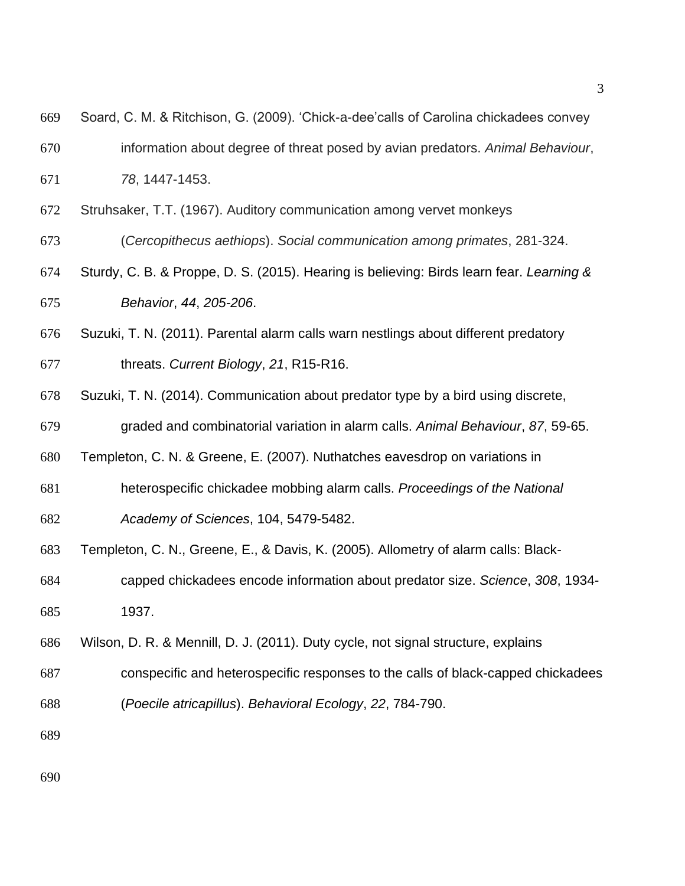Soard, C. M. & Ritchison, G. (2009). 'Chick-a-dee'calls of Carolina chickadees convey information about degree of threat posed by avian predators. *Animal Behaviour*, *78*, 1447-1453.

Struhsaker, T.T. (1967). Auditory communication among vervet monkeys (*Cercopithecus aethiops*). *Social communication among primates*, 281-324.

Sturdy, C. B. & Proppe, D. S. (2015). Hearing is believing: Birds learn fear. *Learning & Behavior*, *44*, *205-206*.

Suzuki, T. N. (2011). Parental alarm calls warn nestlings about different predatory threats. *Current Biology*, *21*, R15-R16.

Suzuki, T. N. (2014). Communication about predator type by a bird using discrete, graded and combinatorial variation in alarm calls. *Animal Behaviour*, *87*, 59-65.

Templeton, C. N. & Greene, E. (2007). Nuthatches eavesdrop on variations in heterospecific chickadee mobbing alarm calls. *Proceedings of the National Academy of Sciences*, 104, 5479-5482.

Templeton, C. N., Greene, E., & Davis, K. (2005). Allometry of alarm calls: Black-capped chickadees encode information about predator size. *Science*, *308*, 1934-1937.

Wilson, D. R. & Mennill, D. J. (2011). Duty cycle, not signal structure, explains conspecific and heterospecific responses to the calls of black-capped chickadees (*Poecile atricapillus*). *Behavioral Ecology*, *22*, 784-790.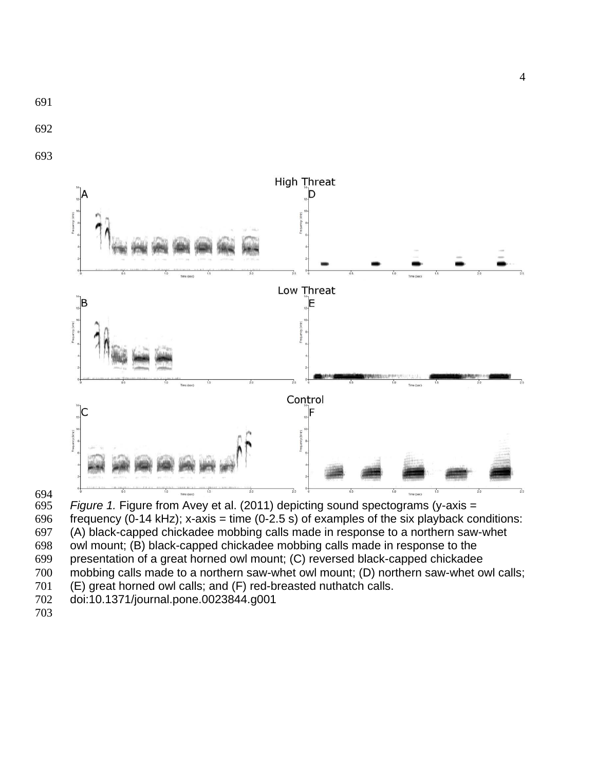*Figure 1.* Figure from Avey et al. (2011) depicting sound spectograms (y-axis = frequency (0-14 kHz); x-axis = time (0-2.5 s) of examples of the six playback conditions: (A) black-capped chickadee mobbing calls made in response to a northern saw-whet owl mount; (B) black-capped chickadee mobbing calls made in response to the presentation of a great horned owl mount; (C) reversed black-capped chickadee mobbing calls made to a northern saw-whet owl mount; (D) northern saw-whet owl calls; (E) great horned owl calls; and (F) red-breasted nuthatch calls. doi:10.1371/journal.pone.0023844.g001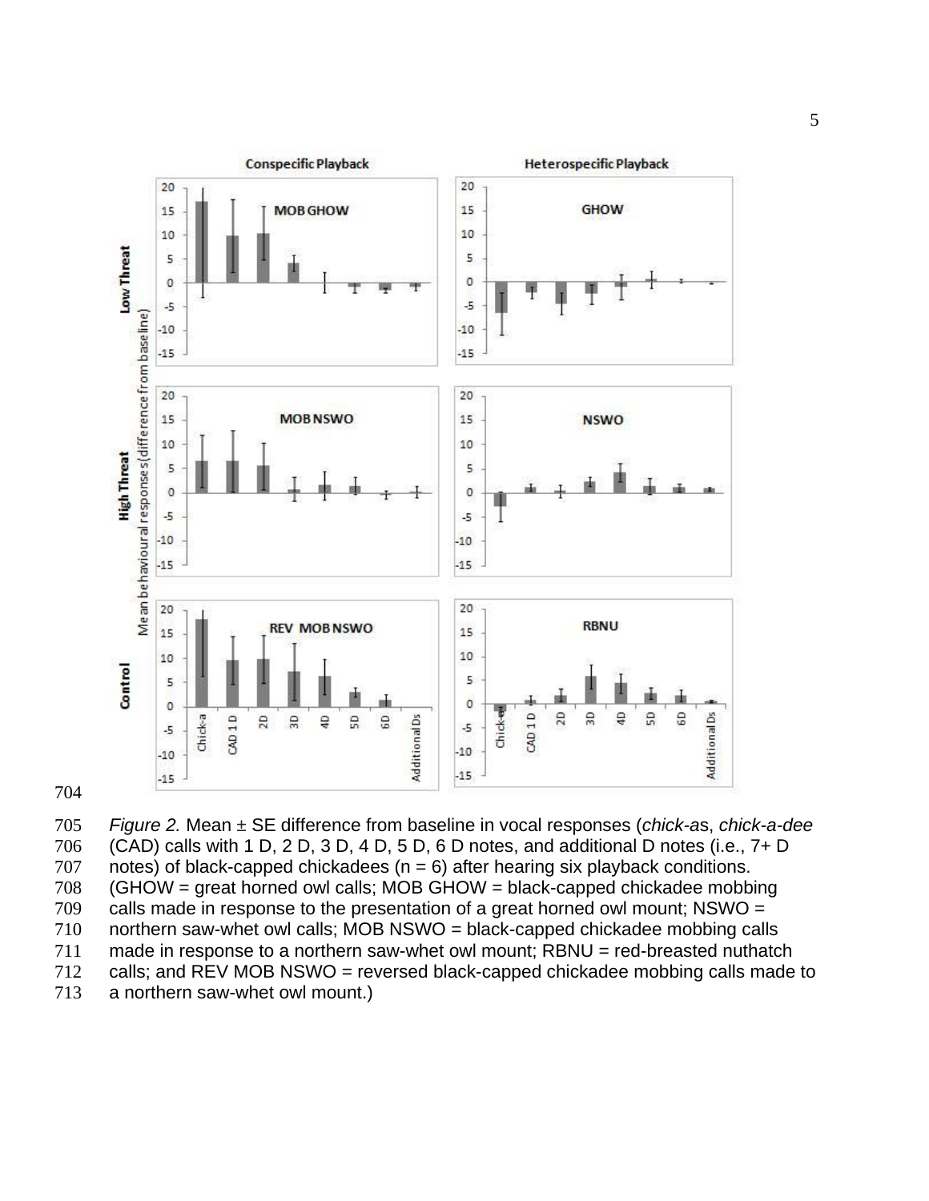Figure 2. Mean ± SE difference from baseline in vocal responses (*chick-a*s, *chick-a-dee* (CAD) calls with 1 D, 2 D, 3 D, 4 D, 5 D, 6 D notes, and additional D notes (i.e., 7+ D notes) of black-capped chickadees (n = 6) after hearing six playback conditions. (GHOW = great horned owl calls; MOB GHOW = black-capped chickadee mobbing calls made in response to the presentation of a great horned owl mount; NSWO = northern saw-whet owl calls; MOB NSWO = black-capped chickadee mobbing calls made in response to a northern saw-whet owl mount; RBNU = red-breasted nuthatch calls; and REV MOB NSWO = reversed black-capped chickadee mobbing calls made to a northern saw-whet owl mount.)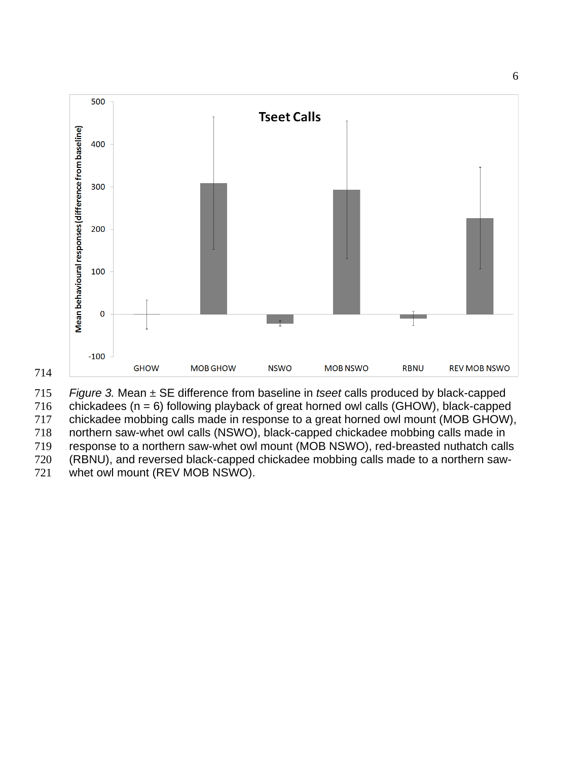*Figure 3.* Mean ± SE difference from baseline in *tseet* calls produced by black-capped chickadees (n = 6) following playback of great horned owl calls (GHOW), black-capped chickadee mobbing calls made in response to a great horned owl mount (MOB GHOW), northern saw-whet owl calls (NSWO), black-capped chickadee mobbing calls made in response to a northern saw-whet owl mount (MOB NSWO), red-breasted nuthatch calls (RBNU), and reversed black-capped chickadee mobbing calls made to a northern saw-whet owl mount (REV MOB NSWO).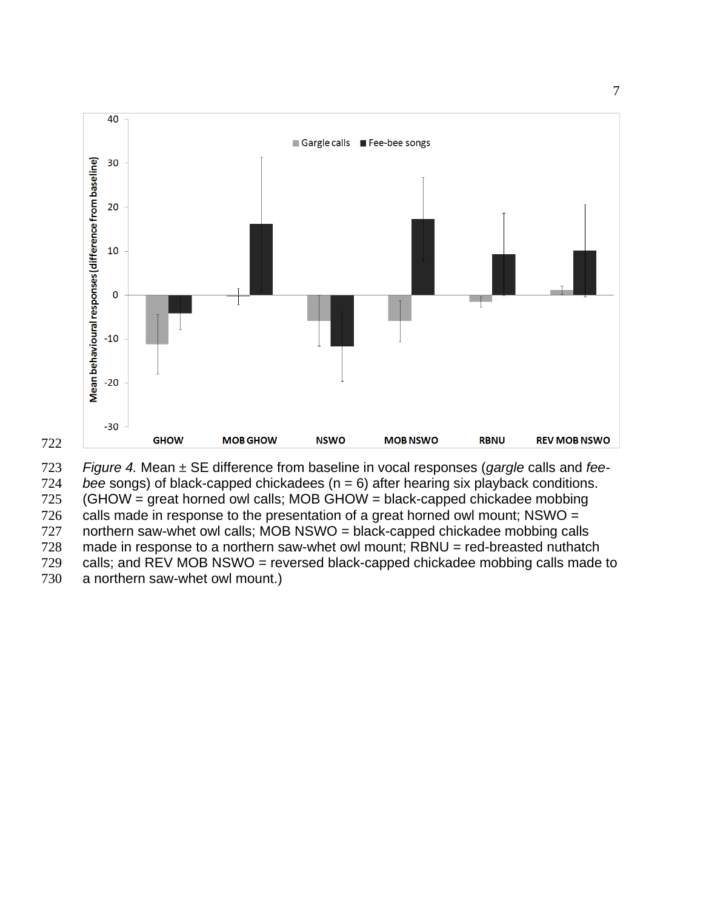*Figure 4.* Mean ± SE difference from baseline in vocal responses (*gargle* calls and *fee-bee* songs) of black-capped chickadees (n = 6) after hearing six playback conditions. (GHOW = great horned owl calls; MOB GHOW = black-capped chickadee mobbing calls made in response to the presentation of a great horned owl mount; NSWO = northern saw-whet owl calls; MOB NSWO = black-capped chickadee mobbing calls made in response to a northern saw-whet owl mount; RBNU = red-breasted nuthatch calls; and REV MOB NSWO = reversed black-capped chickadee mobbing calls made to a northern saw-whet owl mount.)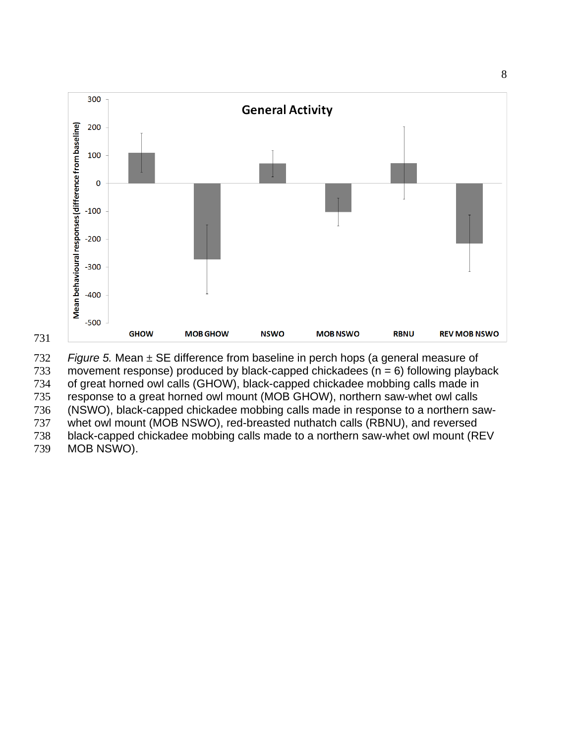Figure 5. Mean ± SE difference from baseline in perch hops (a general measure of movement response) produced by black-capped chickadees (n = 6) following playback of great horned owl calls (GHOW), black-capped chickadee mobbing calls made in response to a great horned owl mount (MOB GHOW), northern saw-whet owl calls (NSWO), black-capped chickadee mobbing calls made in response to a northern saw-whet owl mount (MOB NSWO), red-breasted nuthatch calls (RBNU), and reversed black-capped chickadee mobbing calls made to a northern saw-whet owl mount (REV MOB NSWO).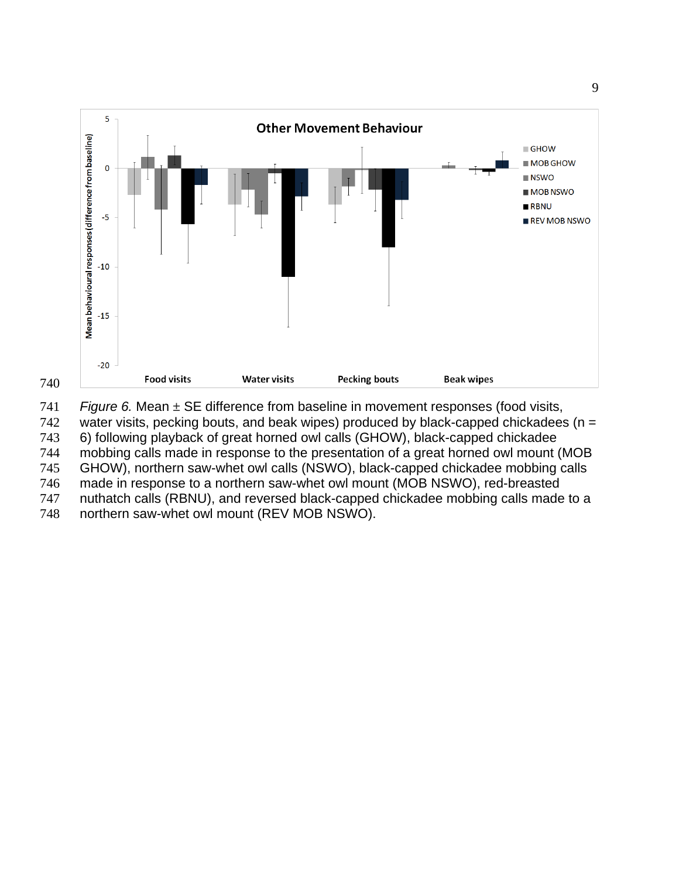*Figure 6.* Mean ± SE difference from baseline in movement responses (food visits, water visits, pecking bouts, and beak wipes) produced by black-capped chickadees (n = 6) following playback of great horned owl calls (GHOW), black-capped chickadee mobbing calls made in response to the presentation of a great horned owl mount (MOB GHOW), northern saw-whet owl calls (NSWO), black-capped chickadee mobbing calls made in response to a northern saw-whet owl mount (MOB NSWO), red-breasted nuthatch calls (RBNU), and reversed black-capped chickadee mobbing calls made to a northern saw-whet owl mount (REV MOB NSWO).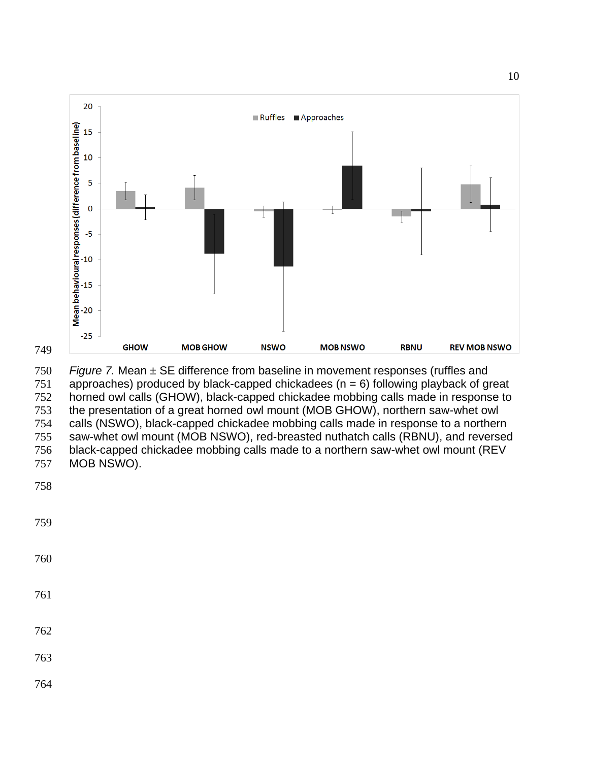*Figure 7.* Mean ± SE difference from baseline in movement responses (ruffles and approaches) produced by black-capped chickadees (n = 6) following playback of great horned owl calls (GHOW), black-capped chickadee mobbing calls made in response to the presentation of a great horned owl mount (MOB GHOW), northern saw-whet owl calls (NSWO), black-capped chickadee mobbing calls made in response to a northern saw-whet owl mount (MOB NSWO), red-breasted nuthatch calls (RBNU), and reversed black-capped chickadee mobbing calls made to a northern saw-whet owl mount (REV MOB NSWO).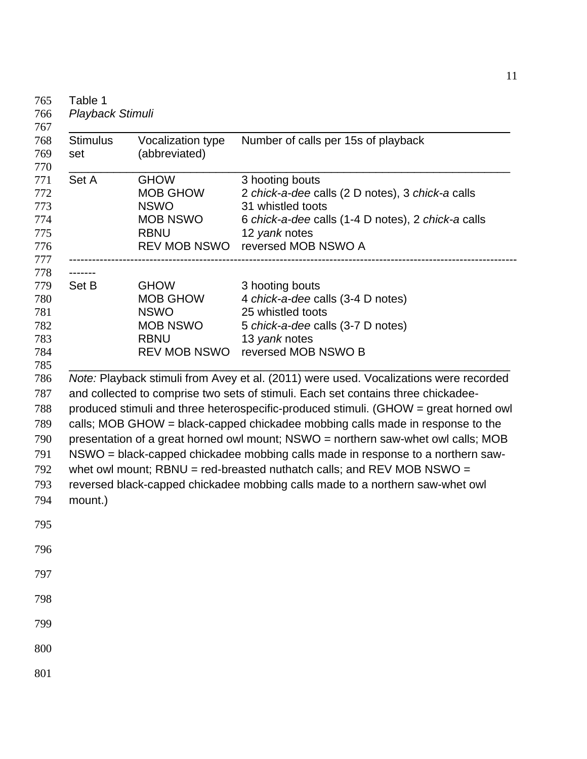Table 1

*Playback Stimuli*

| Stimulus set | Vocalization type (abbreviated) | Number of calls per 15s of playback |
|---|---|---|
| Set A | GHOW | 3 hooting bouts |
| | MOB GHOW | 2 *chick-a-dee* calls (2 D notes), 3 *chick-a* calls |
| | NSWO | 31 whistled toots |
| | MOB NSWO | 6 *chick-a-dee* calls (1-4 D notes), 2 *chick-a* calls |
| | RBNU | 12 *yank* notes |
| | REV MOB NSWO | reversed MOB NSWO A |
| Set B | GHOW | 3 hooting bouts |
| | MOB GHOW | 4 *chick-a-dee* calls (3-4 D notes) |
| | NSWO | 25 whistled toots |
| | MOB NSWO | 5 *chick-a-dee* calls (3-7 D notes) |
| | RBNU | 13 *yank* notes |
| | REV MOB NSWO | reversed MOB NSWO B |

*Note:* Playback stimuli from Avey et al. (2011) were used. Vocalizations were recorded and collected to comprise two sets of stimuli. Each set contains three chickadee-produced stimuli and three heterospecific-produced stimuli. (GHOW = great horned owl calls; MOB GHOW = black-capped chickadee mobbing calls made in response to the presentation of a great horned owl mount; NSWO = northern saw-whet owl calls; MOB NSWO = black-capped chickadee mobbing calls made in response to a northern saw-whet owl mount; RBNU = red-breasted nuthatch calls; and REV MOB NSWO = reversed black-capped chickadee mobbing calls made to a northern saw-whet owl mount.)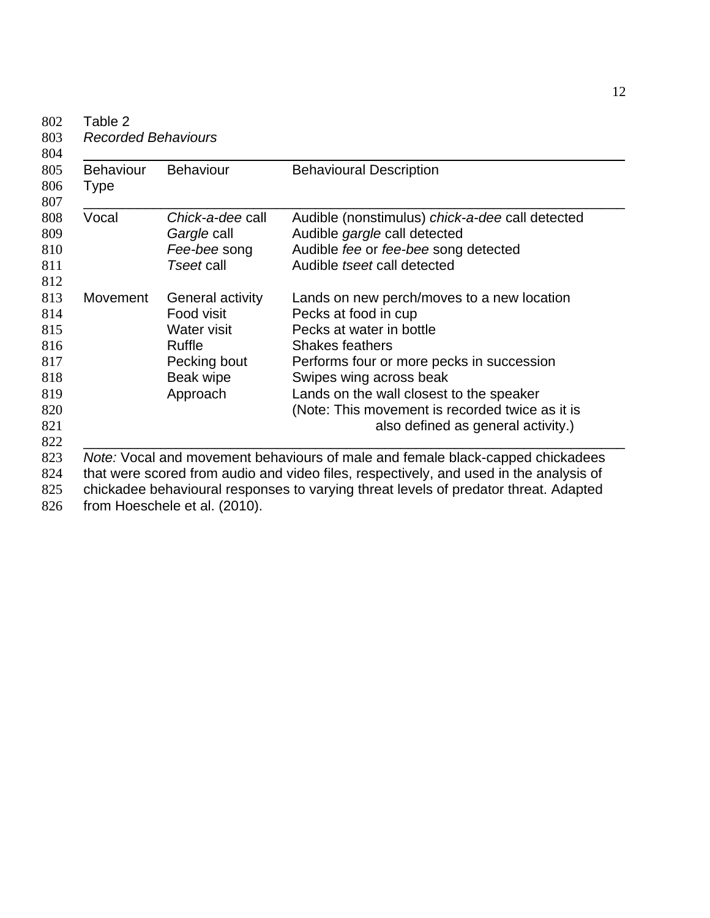Table 2
*Recorded Behaviours*

| Behaviour Type | Behaviour | Behavioural Description |
|---|---|---|
| Vocal | *Chick-a-dee* call | Audible (nonstimulus) *chick-a-dee* call detected |
| | *Gargle* call | Audible *gargle* call detected |
| | *Fee-bee* song | Audible *fee* or *fee-bee* song detected |
| | *Tseet* call | Audible *tseet* call detected |
| Movement | General activity | Lands on new perch/moves to a new location |
| | Food visit | Pecks at food in cup |
| | Water visit | Pecks at water in bottle |
| | Ruffle | Shakes feathers |
| | Pecking bout | Performs four or more pecks in succession |
| | Beak wipe | Swipes wing across beak |
| | Approach | Lands on the wall closest to the speaker (Note: This movement is recorded twice as it is also defined as general activity.) |

*Note:* Vocal and movement behaviours of male and female black-capped chickadees that were scored from audio and video files, respectively, and used in the analysis of chickadee behavioural responses to varying threat levels of predator threat. Adapted from Hoeschele et al. (2010).